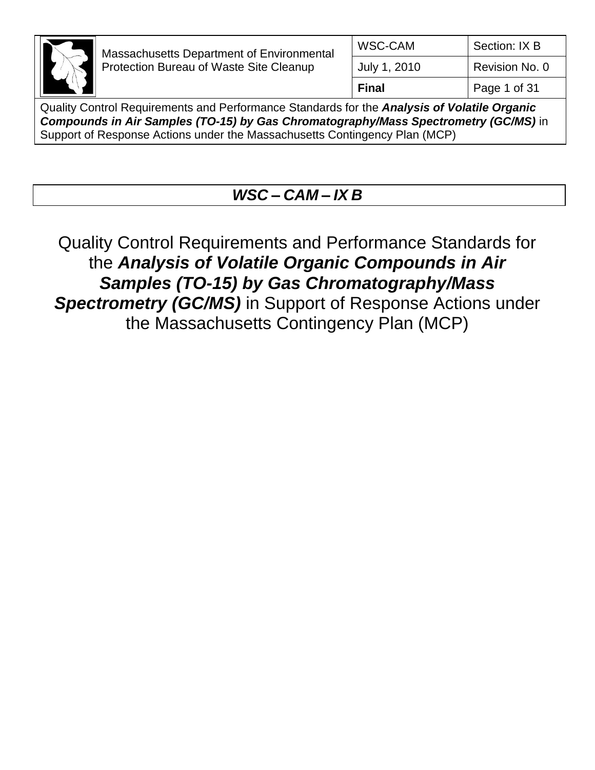# WSC – CAM – IX B

Quality Control Requirements and Performance Standards for the ***Analysis of Volatile Organic Compounds in Air Samples (TO-15) by Gas Chromatography/Mass Spectrometry (GC/MS)*** in Support of Response Actions under the Massachusetts Contingency Plan (MCP)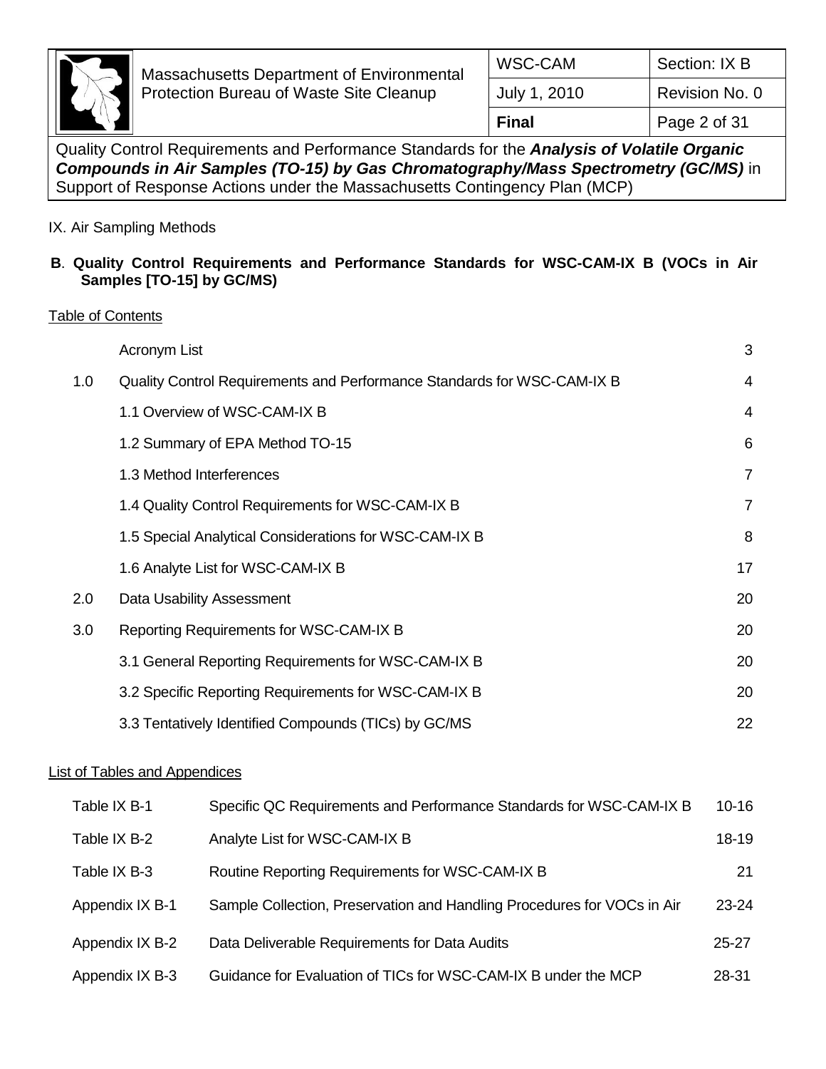IX. Air Sampling Methods

**B**. **Quality Control Requirements and Performance Standards for WSC-CAM-IX B (VOCs in Air Samples [TO-15] by GC/MS)**

Table of Contents

| | | |
|---|---|---|
| | Acronym List | 3 |
| 1.0 | Quality Control Requirements and Performance Standards for WSC-CAM-IX B | 4 |
| | 1.1 Overview of WSC-CAM-IX B | 4 |
| | 1.2 Summary of EPA Method TO-15 | 6 |
| | 1.3 Method Interferences | 7 |
| | 1.4 Quality Control Requirements for WSC-CAM-IX B | 7 |
| | 1.5 Special Analytical Considerations for WSC-CAM-IX B | 8 |
| | 1.6 Analyte List for WSC-CAM-IX B | 17 |
| 2.0 | Data Usability Assessment | 20 |
| 3.0 | Reporting Requirements for WSC-CAM-IX B | 20 |
| | 3.1 General Reporting Requirements for WSC-CAM-IX B | 20 |
| | 3.2 Specific Reporting Requirements for WSC-CAM-IX B | 20 |
| | 3.3 Tentatively Identified Compounds (TICs) by GC/MS | 22 |

List of Tables and Appendices

| | | |
|---|---|---|
| Table IX B-1 | Specific QC Requirements and Performance Standards for WSC-CAM-IX B | 10-16 |
| Table IX B-2 | Analyte List for WSC-CAM-IX B | 18-19 |
| Table IX B-3 | Routine Reporting Requirements for WSC-CAM-IX B | 21 |
| Appendix IX B-1 | Sample Collection, Preservation and Handling Procedures for VOCs in Air | 23-24 |
| Appendix IX B-2 | Data Deliverable Requirements for Data Audits | 25-27 |
| Appendix IX B-3 | Guidance for Evaluation of TICs for WSC-CAM-IX B under the MCP | 28-31 |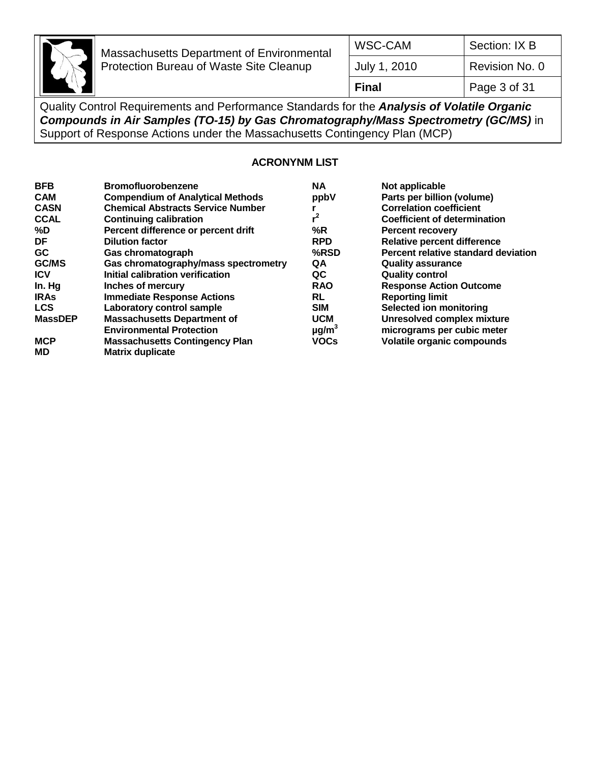## ACRONYNM LIST

| Acronym | Definition |
|---|---|
| **BFB** | **Bromofluorobenzene** |
| **CAM** | **Compendium of Analytical Methods** |
| **CASN** | **Chemical Abstracts Service Number** |
| **CCAL** | **Continuing calibration** |
| **%D** | **Percent difference or percent drift** |
| **DF** | **Dilution factor** |
| **GC** | **Gas chromatograph** |
| **GC/MS** | **Gas chromatography/mass spectrometry** |
| **ICV** | **Initial calibration verification** |
| **In. Hg** | **Inches of mercury** |
| **IRAs** | **Immediate Response Actions** |
| **LCS** | **Laboratory control sample** |
| **MassDEP** | **Massachusetts Department of Environmental Protection** |
| **MCP** | **Massachusetts Contingency Plan** |
| **MD** | **Matrix duplicate** |
| **NA** | **Not applicable** |
| **ppbV** | **Parts per billion (volume)** |
| **r** | **Correlation coefficient** |
| $r^2$ | **Coefficient of determination** |
| **%R** | **Percent recovery** |
| **RPD** | **Relative percent difference** |
| **%RSD** | **Percent relative standard deviation** |
| **QA** | **Quality assurance** |
| **QC** | **Quality control** |
| **RAO** | **Response Action Outcome** |
| **RL** | **Reporting limit** |
| **SIM** | **Selected ion monitoring** |
| **UCM** | **Unresolved complex mixture** |
| $\mu g/m^3$ | **micrograms per cubic meter** |
| **VOCs** | **Volatile organic compounds** |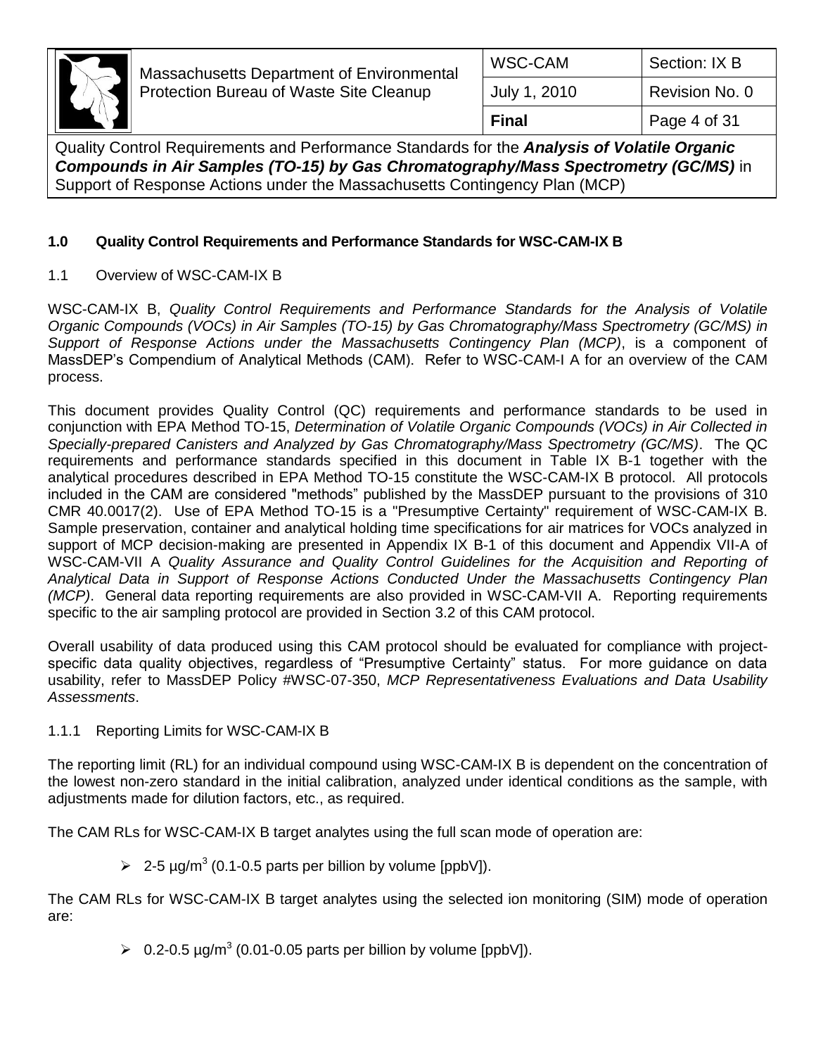## 1.0 Quality Control Requirements and Performance Standards for WSC-CAM-IX B

### 1.1 Overview of WSC-CAM-IX B

WSC-CAM-IX B, *Quality Control Requirements and Performance Standards for the Analysis of Volatile Organic Compounds (VOCs) in Air Samples (TO-15) by Gas Chromatography/Mass Spectrometry (GC/MS) in Support of Response Actions under the Massachusetts Contingency Plan (MCP)*, is a component of MassDEP's Compendium of Analytical Methods (CAM). Refer to WSC-CAM-I A for an overview of the CAM process.

This document provides Quality Control (QC) requirements and performance standards to be used in conjunction with EPA Method TO-15, *Determination of Volatile Organic Compounds (VOCs) in Air Collected in Specially-prepared Canisters and Analyzed by Gas Chromatography/Mass Spectrometry (GC/MS)*. The QC requirements and performance standards specified in this document in Table IX B-1 together with the analytical procedures described in EPA Method TO-15 constitute the WSC-CAM-IX B protocol. All protocols included in the CAM are considered "methods" published by the MassDEP pursuant to the provisions of 310 CMR 40.0017(2). Use of EPA Method TO-15 is a "Presumptive Certainty" requirement of WSC-CAM-IX B. Sample preservation, container and analytical holding time specifications for air matrices for VOCs analyzed in support of MCP decision-making are presented in Appendix IX B-1 of this document and Appendix VII-A of WSC-CAM-VII A *Quality Assurance and Quality Control Guidelines for the Acquisition and Reporting of Analytical Data in Support of Response Actions Conducted Under the Massachusetts Contingency Plan (MCP)*. General data reporting requirements are also provided in WSC-CAM-VII A. Reporting requirements specific to the air sampling protocol are provided in Section 3.2 of this CAM protocol.

Overall usability of data produced using this CAM protocol should be evaluated for compliance with project-specific data quality objectives, regardless of "Presumptive Certainty" status. For more guidance on data usability, refer to MassDEP Policy #WSC-07-350, *MCP Representativeness Evaluations and Data Usability Assessments*.

#### 1.1.1 Reporting Limits for WSC-CAM-IX B

The reporting limit (RL) for an individual compound using WSC-CAM-IX B is dependent on the concentration of the lowest non-zero standard in the initial calibration, analyzed under identical conditions as the sample, with adjustments made for dilution factors, etc., as required.

The CAM RLs for WSC-CAM-IX B target analytes using the full scan mode of operation are:

- 2-5 µg/m$^3$ (0.1-0.5 parts per billion by volume [ppbV]).

The CAM RLs for WSC-CAM-IX B target analytes using the selected ion monitoring (SIM) mode of operation are:

- 0.2-0.5 µg/m$^3$ (0.01-0.05 parts per billion by volume [ppbV]).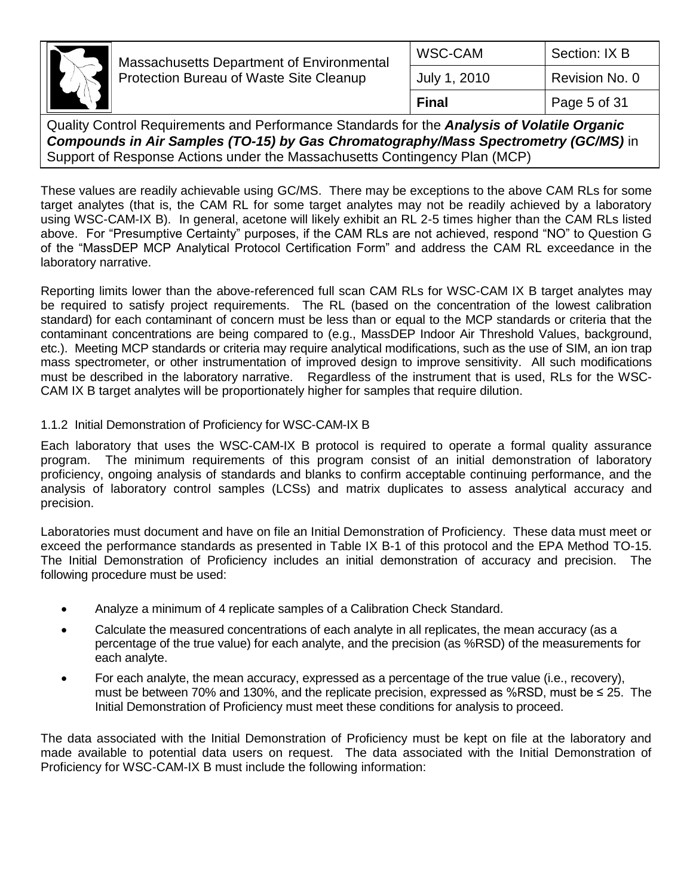These values are readily achievable using GC/MS. There may be exceptions to the above CAM RLs for some target analytes (that is, the CAM RL for some target analytes may not be readily achieved by a laboratory using WSC-CAM-IX B). In general, acetone will likely exhibit an RL 2-5 times higher than the CAM RLs listed above. For "Presumptive Certainty" purposes, if the CAM RLs are not achieved, respond "NO" to Question G of the "MassDEP MCP Analytical Protocol Certification Form" and address the CAM RL exceedance in the laboratory narrative.

Reporting limits lower than the above-referenced full scan CAM RLs for WSC-CAM IX B target analytes may be required to satisfy project requirements. The RL (based on the concentration of the lowest calibration standard) for each contaminant of concern must be less than or equal to the MCP standards or criteria that the contaminant concentrations are being compared to (e.g., MassDEP Indoor Air Threshold Values, background, etc.). Meeting MCP standards or criteria may require analytical modifications, such as the use of SIM, an ion trap mass spectrometer, or other instrumentation of improved design to improve sensitivity. All such modifications must be described in the laboratory narrative. Regardless of the instrument that is used, RLs for the WSC-CAM IX B target analytes will be proportionately higher for samples that require dilution.

### 1.1.2 Initial Demonstration of Proficiency for WSC-CAM-IX B

Each laboratory that uses the WSC-CAM-IX B protocol is required to operate a formal quality assurance program. The minimum requirements of this program consist of an initial demonstration of laboratory proficiency, ongoing analysis of standards and blanks to confirm acceptable continuing performance, and the analysis of laboratory control samples (LCSs) and matrix duplicates to assess analytical accuracy and precision.

Laboratories must document and have on file an Initial Demonstration of Proficiency. These data must meet or exceed the performance standards as presented in Table IX B-1 of this protocol and the EPA Method TO-15. The Initial Demonstration of Proficiency includes an initial demonstration of accuracy and precision. The following procedure must be used:

- Analyze a minimum of 4 replicate samples of a Calibration Check Standard.
- Calculate the measured concentrations of each analyte in all replicates, the mean accuracy (as a percentage of the true value) for each analyte, and the precision (as %RSD) of the measurements for each analyte.
- For each analyte, the mean accuracy, expressed as a percentage of the true value (i.e., recovery), must be between 70% and 130%, and the replicate precision, expressed as %RSD, must be ≤ 25. The Initial Demonstration of Proficiency must meet these conditions for analysis to proceed.

The data associated with the Initial Demonstration of Proficiency must be kept on file at the laboratory and made available to potential data users on request. The data associated with the Initial Demonstration of Proficiency for WSC-CAM-IX B must include the following information: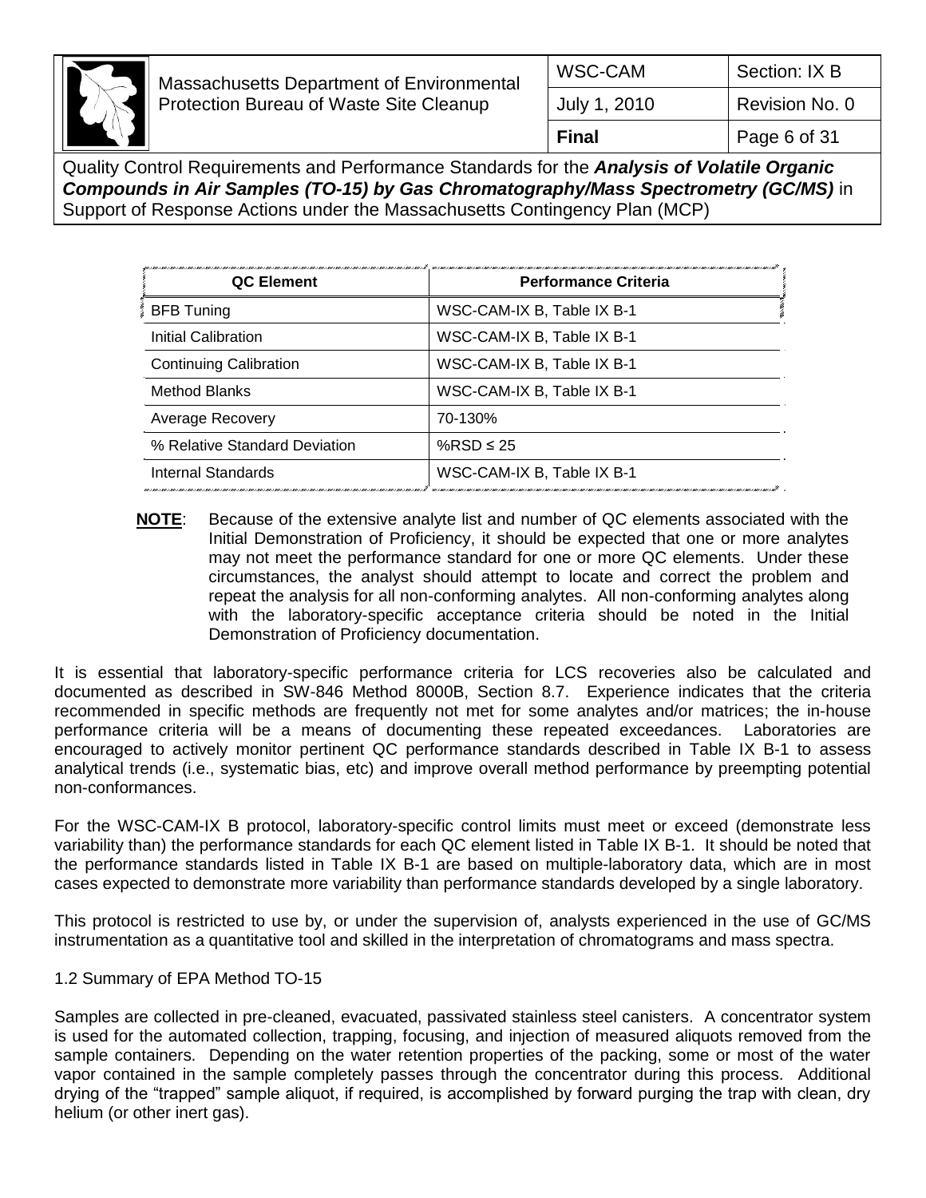| QC Element | Performance Criteria |
|---|---|
| BFB Tuning | WSC-CAM-IX B, Table IX B-1 |
| Initial Calibration | WSC-CAM-IX B, Table IX B-1 |
| Continuing Calibration | WSC-CAM-IX B, Table IX B-1 |
| Method Blanks | WSC-CAM-IX B, Table IX B-1 |
| Average Recovery | 70-130% |
| % Relative Standard Deviation | %RSD ≤ 25 |
| Internal Standards | WSC-CAM-IX B, Table IX B-1 |

**NOTE**: Because of the extensive analyte list and number of QC elements associated with the Initial Demonstration of Proficiency, it should be expected that one or more analytes may not meet the performance standard for one or more QC elements. Under these circumstances, the analyst should attempt to locate and correct the problem and repeat the analysis for all non-conforming analytes. All non-conforming analytes along with the laboratory-specific acceptance criteria should be noted in the Initial Demonstration of Proficiency documentation.

It is essential that laboratory-specific performance criteria for LCS recoveries also be calculated and documented as described in SW-846 Method 8000B, Section 8.7. Experience indicates that the criteria recommended in specific methods are frequently not met for some analytes and/or matrices; the in-house performance criteria will be a means of documenting these repeated exceedances. Laboratories are encouraged to actively monitor pertinent QC performance standards described in Table IX B-1 to assess analytical trends (i.e., systematic bias, etc) and improve overall method performance by preempting potential non-conformances.

For the WSC-CAM-IX B protocol, laboratory-specific control limits must meet or exceed (demonstrate less variability than) the performance standards for each QC element listed in Table IX B-1. It should be noted that the performance standards listed in Table IX B-1 are based on multiple-laboratory data, which are in most cases expected to demonstrate more variability than performance standards developed by a single laboratory.

This protocol is restricted to use by, or under the supervision of, analysts experienced in the use of GC/MS instrumentation as a quantitative tool and skilled in the interpretation of chromatograms and mass spectra.

## 1.2 Summary of EPA Method TO-15

Samples are collected in pre-cleaned, evacuated, passivated stainless steel canisters. A concentrator system is used for the automated collection, trapping, focusing, and injection of measured aliquots removed from the sample containers. Depending on the water retention properties of the packing, some or most of the water vapor contained in the sample completely passes through the concentrator during this process. Additional drying of the “trapped” sample aliquot, if required, is accomplished by forward purging the trap with clean, dry helium (or other inert gas).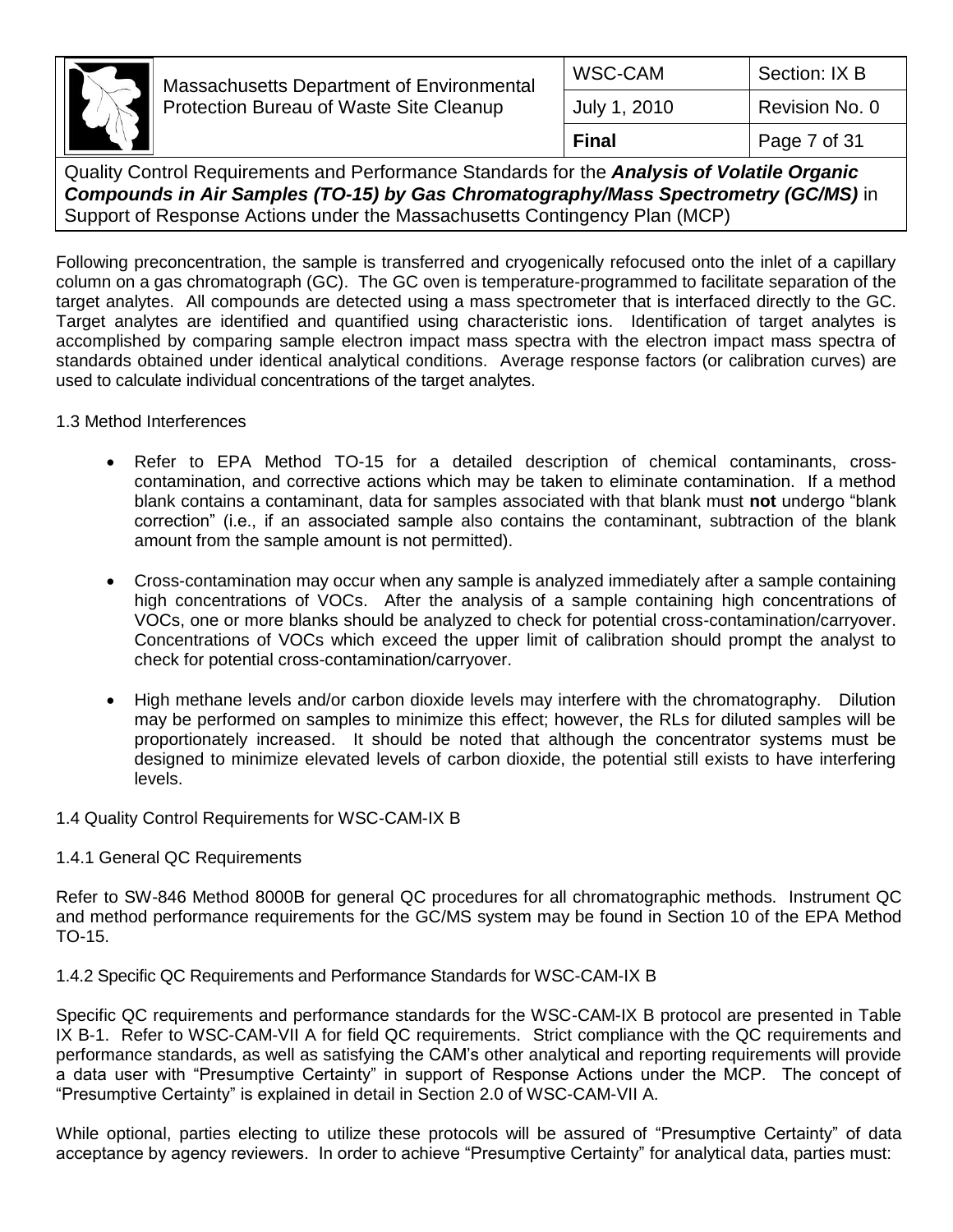Following preconcentration, the sample is transferred and cryogenically refocused onto the inlet of a capillary column on a gas chromatograph (GC). The GC oven is temperature-programmed to facilitate separation of the target analytes. All compounds are detected using a mass spectrometer that is interfaced directly to the GC. Target analytes are identified and quantified using characteristic ions. Identification of target analytes is accomplished by comparing sample electron impact mass spectra with the electron impact mass spectra of standards obtained under identical analytical conditions. Average response factors (or calibration curves) are used to calculate individual concentrations of the target analytes.

### 1.3 Method Interferences

- Refer to EPA Method TO-15 for a detailed description of chemical contaminants, cross-contamination, and corrective actions which may be taken to eliminate contamination. If a method blank contains a contaminant, data for samples associated with that blank must **not** undergo "blank correction" (i.e., if an associated sample also contains the contaminant, subtraction of the blank amount from the sample amount is not permitted).

- Cross-contamination may occur when any sample is analyzed immediately after a sample containing high concentrations of VOCs. After the analysis of a sample containing high concentrations of VOCs, one or more blanks should be analyzed to check for potential cross-contamination/carryover. Concentrations of VOCs which exceed the upper limit of calibration should prompt the analyst to check for potential cross-contamination/carryover.

- High methane levels and/or carbon dioxide levels may interfere with the chromatography. Dilution may be performed on samples to minimize this effect; however, the RLs for diluted samples will be proportionately increased. It should be noted that although the concentrator systems must be designed to minimize elevated levels of carbon dioxide, the potential still exists to have interfering levels.

### 1.4 Quality Control Requirements for WSC-CAM-IX B

#### 1.4.1 General QC Requirements

Refer to SW-846 Method 8000B for general QC procedures for all chromatographic methods. Instrument QC and method performance requirements for the GC/MS system may be found in Section 10 of the EPA Method TO-15.

#### 1.4.2 Specific QC Requirements and Performance Standards for WSC-CAM-IX B

Specific QC requirements and performance standards for the WSC-CAM-IX B protocol are presented in Table IX B-1. Refer to WSC-CAM-VII A for field QC requirements. Strict compliance with the QC requirements and performance standards, as well as satisfying the CAM's other analytical and reporting requirements will provide a data user with "Presumptive Certainty" in support of Response Actions under the MCP. The concept of "Presumptive Certainty" is explained in detail in Section 2.0 of WSC-CAM-VII A.

While optional, parties electing to utilize these protocols will be assured of "Presumptive Certainty" of data acceptance by agency reviewers. In order to achieve "Presumptive Certainty" for analytical data, parties must: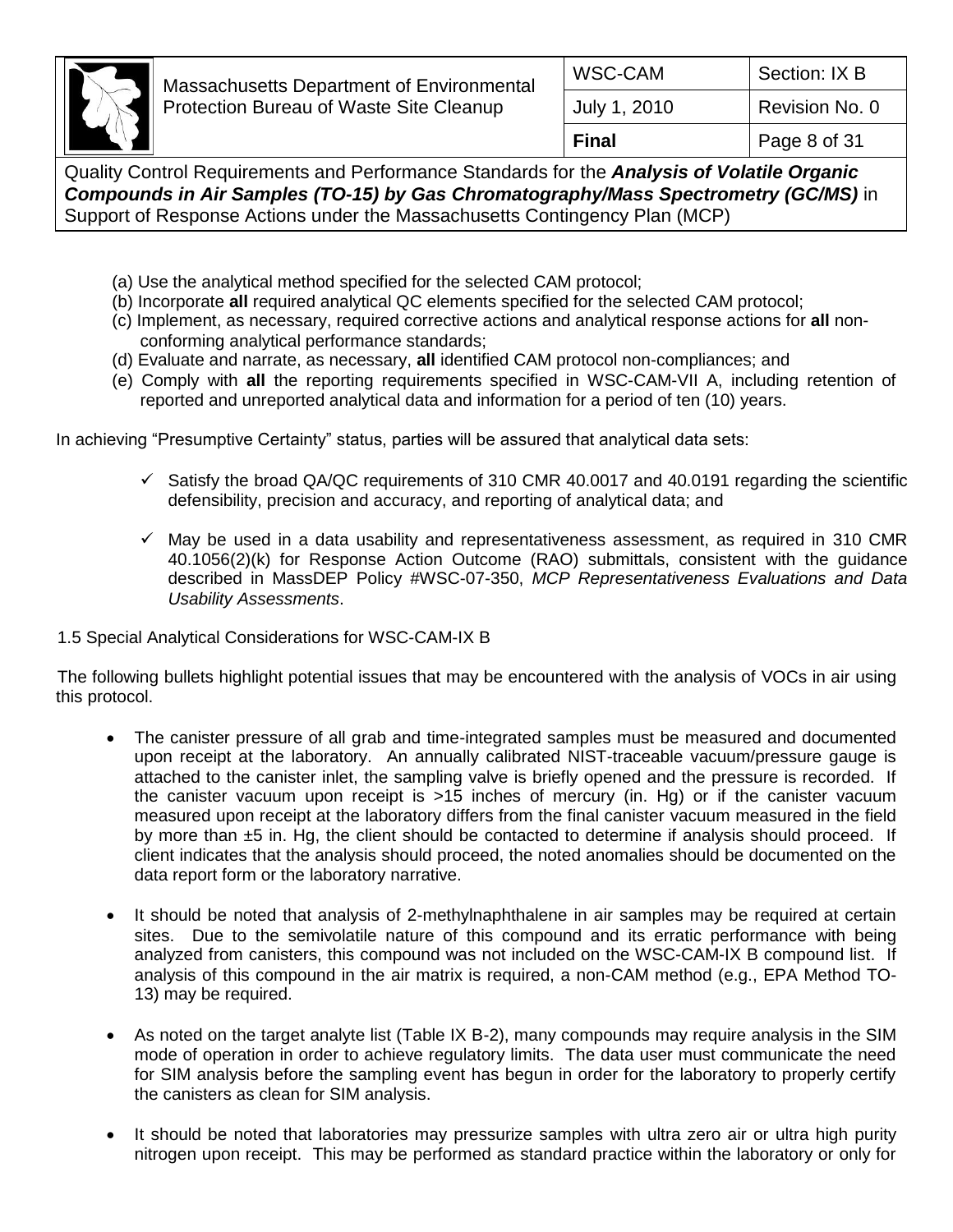(a) Use the analytical method specified for the selected CAM protocol;
(b) Incorporate **all** required analytical QC elements specified for the selected CAM protocol;
(c) Implement, as necessary, required corrective actions and analytical response actions for **all** non-conforming analytical performance standards;
(d) Evaluate and narrate, as necessary, **all** identified CAM protocol non-compliances; and
(e) Comply with **all** the reporting requirements specified in WSC-CAM-VII A, including retention of reported and unreported analytical data and information for a period of ten (10) years.

In achieving "Presumptive Certainty" status, parties will be assured that analytical data sets:

- ✓ Satisfy the broad QA/QC requirements of 310 CMR 40.0017 and 40.0191 regarding the scientific defensibility, precision and accuracy, and reporting of analytical data; and

- ✓ May be used in a data usability and representativeness assessment, as required in 310 CMR 40.1056(2)(k) for Response Action Outcome (RAO) submittals, consistent with the guidance described in MassDEP Policy #WSC-07-350, *MCP Representativeness Evaluations and Data Usability Assessments*.

1.5 Special Analytical Considerations for WSC-CAM-IX B

The following bullets highlight potential issues that may be encountered with the analysis of VOCs in air using this protocol.

- The canister pressure of all grab and time-integrated samples must be measured and documented upon receipt at the laboratory. An annually calibrated NIST-traceable vacuum/pressure gauge is attached to the canister inlet, the sampling valve is briefly opened and the pressure is recorded. If the canister vacuum upon receipt is >15 inches of mercury (in. Hg) or if the canister vacuum measured upon receipt at the laboratory differs from the final canister vacuum measured in the field by more than ±5 in. Hg, the client should be contacted to determine if analysis should proceed. If client indicates that the analysis should proceed, the noted anomalies should be documented on the data report form or the laboratory narrative.

- It should be noted that analysis of 2-methylnaphthalene in air samples may be required at certain sites. Due to the semivolatile nature of this compound and its erratic performance with being analyzed from canisters, this compound was not included on the WSC-CAM-IX B compound list. If analysis of this compound in the air matrix is required, a non-CAM method (e.g., EPA Method TO-13) may be required.

- As noted on the target analyte list (Table IX B-2), many compounds may require analysis in the SIM mode of operation in order to achieve regulatory limits. The data user must communicate the need for SIM analysis before the sampling event has begun in order for the laboratory to properly certify the canisters as clean for SIM analysis.

- It should be noted that laboratories may pressurize samples with ultra zero air or ultra high purity nitrogen upon receipt. This may be performed as standard practice within the laboratory or only for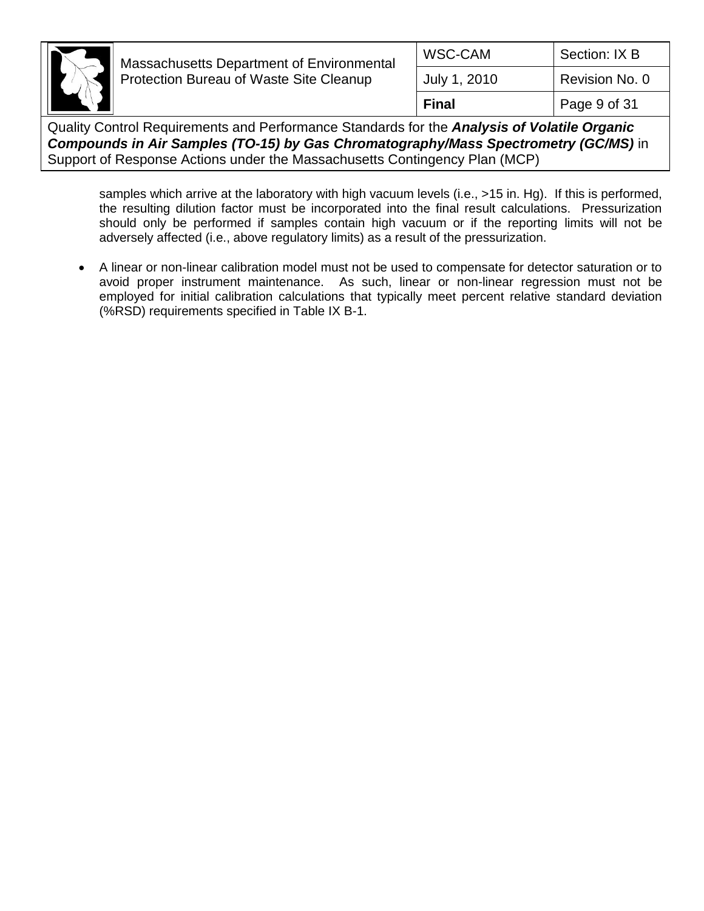samples which arrive at the laboratory with high vacuum levels (i.e., >15 in. Hg). If this is performed, the resulting dilution factor must be incorporated into the final result calculations. Pressurization should only be performed if samples contain high vacuum or if the reporting limits will not be adversely affected (i.e., above regulatory limits) as a result of the pressurization.

- A linear or non-linear calibration model must not be used to compensate for detector saturation or to avoid proper instrument maintenance. As such, linear or non-linear regression must not be employed for initial calibration calculations that typically meet percent relative standard deviation (%RSD) requirements specified in Table IX B-1.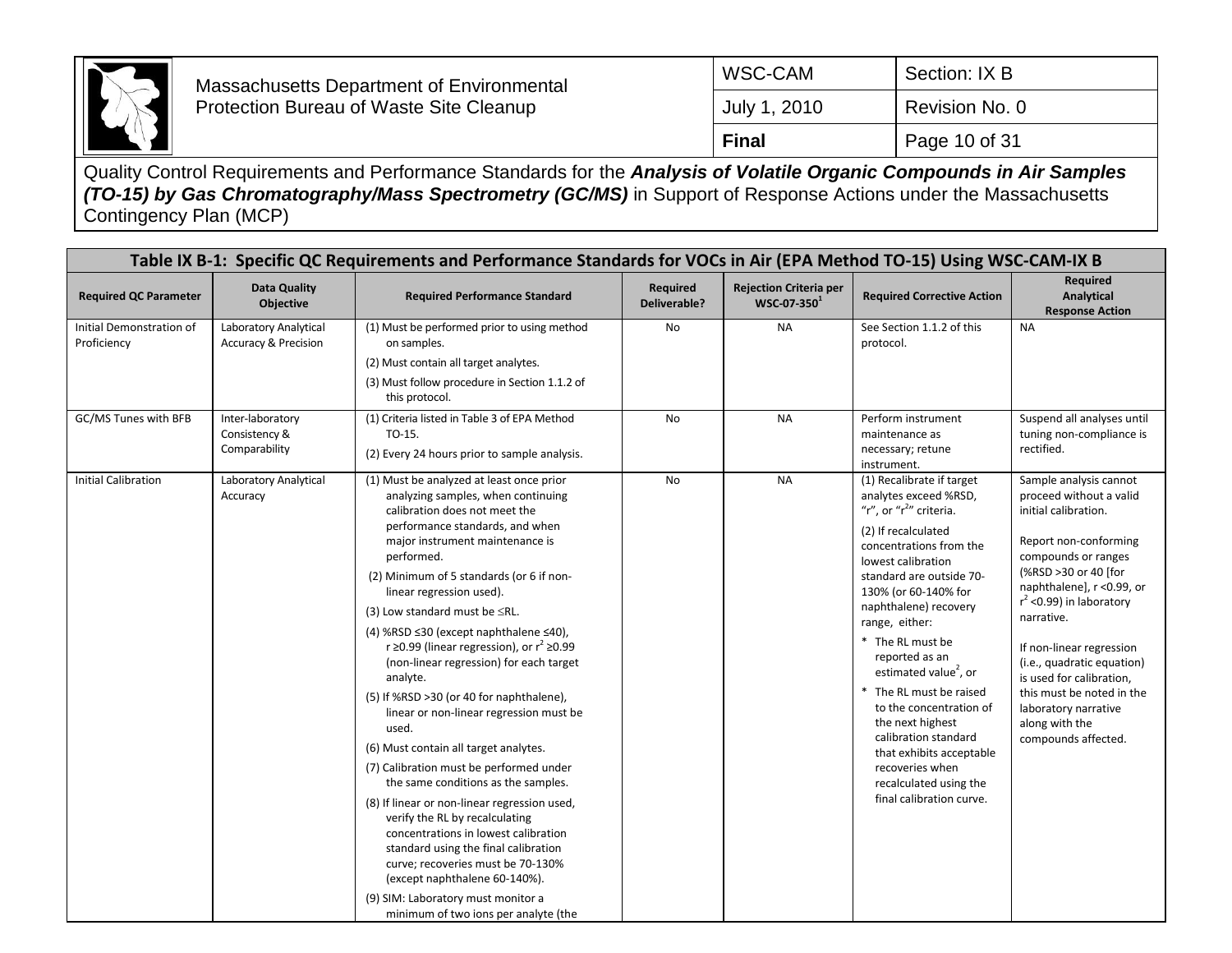Quality Control Requirements and Performance Standards for the ***Analysis of Volatile Organic Compounds in Air Samples (TO-15) by Gas Chromatography/Mass Spectrometry (GC/MS)*** in Support of Response Actions under the Massachusetts Contingency Plan (MCP)

**Table IX B-1: Specific QC Requirements and Performance Standards for VOCs in Air (EPA Method TO-15) Using WSC-CAM-IX B**

| Required QC Parameter | Data Quality Objective | Required Performance Standard | Required Deliverable? | Rejection Criteria per WSC-07-350[1] | Required Corrective Action | Required Analytical Response Action |
|---|---|---|---|---|---|---|
| Initial Demonstration of Proficiency | Laboratory Analytical Accuracy & Precision | (1) Must be performed prior to using method on samples.<br>(2) Must contain all target analytes.<br>(3) Must follow procedure in Section 1.1.2 of this protocol. | No | NA | See Section 1.1.2 of this protocol. | NA |
| GC/MS Tunes with BFB | Inter-laboratory Consistency & Comparability | (1) Criteria listed in Table 3 of EPA Method TO-15.<br>(2) Every 24 hours prior to sample analysis. | No | NA | Perform instrument maintenance as necessary; retune instrument. | Suspend all analyses until tuning non-compliance is rectified. |
| Initial Calibration | Laboratory Analytical Accuracy | (1) Must be analyzed at least once prior analyzing samples, when continuing calibration does not meet the performance standards, and when major instrument maintenance is performed.<br>(2) Minimum of 5 standards (or 6 if non-linear regression used).<br>(3) Low standard must be ≤RL.<br>(4) %RSD ≤30 (except naphthalene ≤40), r ≥0.99 (linear regression), or $r^2$ ≥0.99 (non-linear regression) for each target analyte.<br>(5) If %RSD >30 (or 40 for naphthalene), linear or non-linear regression must be used.<br>(6) Must contain all target analytes.<br>(7) Calibration must be performed under the same conditions as the samples.<br>(8) If linear or non-linear regression used, verify the RL by recalculating concentrations in lowest calibration standard using the final calibration curve; recoveries must be 70-130% (except naphthalene 60-140%).<br>(9) SIM: Laboratory must monitor a minimum of two ions per analyte (the | No | NA | (1) Recalibrate if target analytes exceed %RSD, "r", or "$r^2$" criteria.<br>(2) If recalculated concentrations from the lowest calibration standard are outside 70-130% (or 60-140% for naphthalene) recovery range, either:<br>* The RL must be reported as an estimated value[2], or<br>* The RL must be raised to the concentration of the next highest calibration standard that exhibits acceptable recoveries when recalculated using the final calibration curve. | Sample analysis cannot proceed without a valid initial calibration.<br><br>Report non-conforming compounds or ranges (%RSD >30 or 40 [for naphthalene], r <0.99, or $r^2$ <0.99) in laboratory narrative.<br><br>If non-linear regression (i.e., quadratic equation) is used for calibration, this must be noted in the laboratory narrative along with the compounds affected. |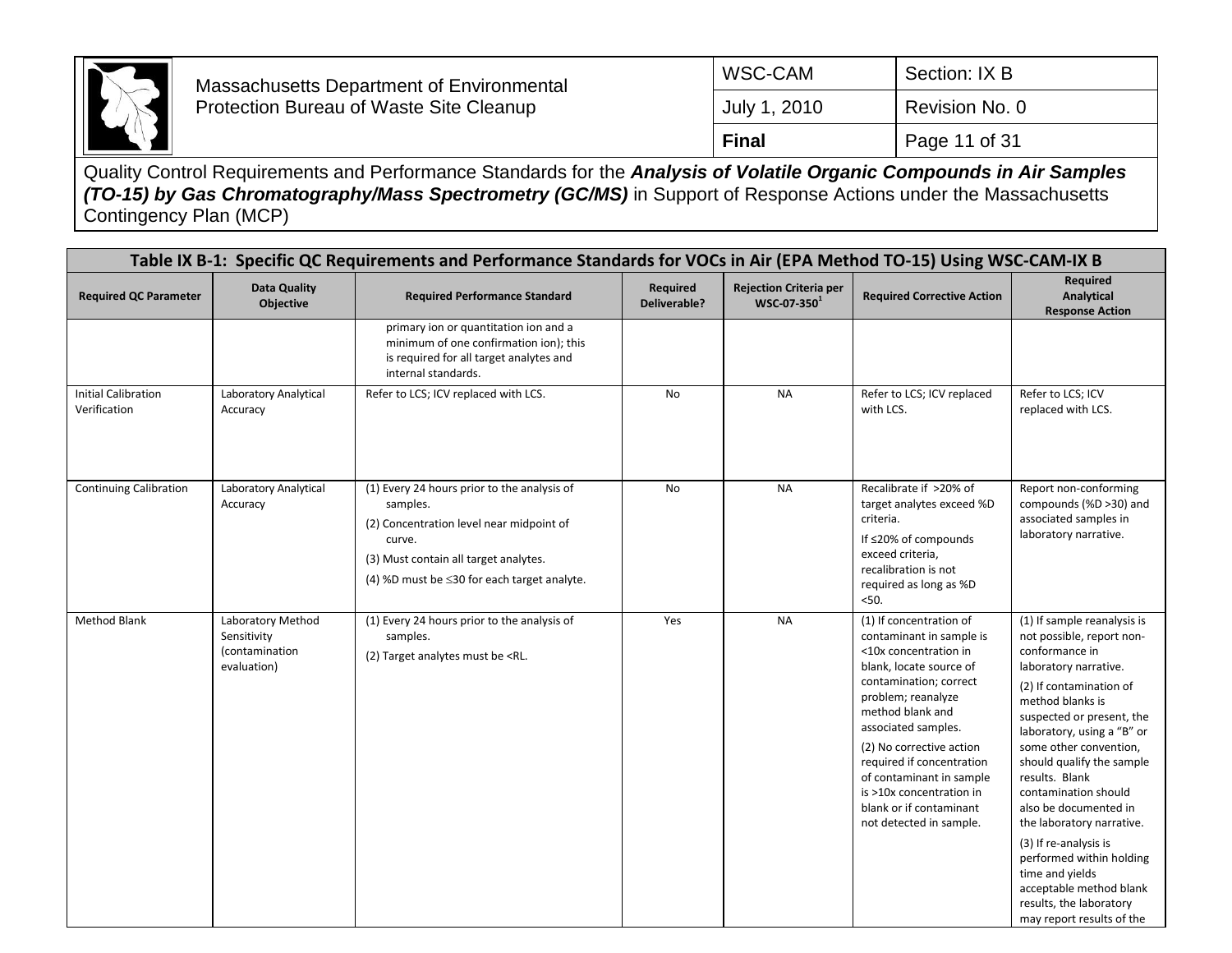Quality Control Requirements and Performance Standards for the ***Analysis of Volatile Organic Compounds in Air Samples (TO-15) by Gas Chromatography/Mass Spectrometry (GC/MS)*** in Support of Response Actions under the Massachusetts Contingency Plan (MCP)

**Table IX B-1: Specific QC Requirements and Performance Standards for VOCs in Air (EPA Method TO-15) Using WSC-CAM-IX B**

| Required QC Parameter | Data Quality Objective | Required Performance Standard | Required Deliverable? | Rejection Criteria per WSC-07-350[1] | Required Corrective Action | Required Analytical Response Action |
|---|---|---|---|---|---|---|
| | | primary ion or quantitation ion and a minimum of one confirmation ion); this is required for all target analytes and internal standards. | | | | |
| Initial Calibration Verification | Laboratory Analytical Accuracy | Refer to LCS; ICV replaced with LCS. | No | NA | Refer to LCS; ICV replaced with LCS. | Refer to LCS; ICV replaced with LCS. |
| Continuing Calibration | Laboratory Analytical Accuracy | (1) Every 24 hours prior to the analysis of samples.<br>(2) Concentration level near midpoint of curve.<br>(3) Must contain all target analytes.<br>(4) %D must be ≤30 for each target analyte. | No | NA | Recalibrate if >20% of target analytes exceed %D criteria.<br>If ≤20% of compounds exceed criteria, recalibration is not required as long as %D <50. | Report non-conforming compounds (%D >30) and associated samples in laboratory narrative. |
| Method Blank | Laboratory Method Sensitivity (contamination evaluation) | (1) Every 24 hours prior to the analysis of samples.<br>(2) Target analytes must be <RL. | Yes | NA | (1) If concentration of contaminant in sample is <10x concentration in blank, locate source of contamination; correct problem; reanalyze method blank and associated samples.<br>(2) No corrective action required if concentration of contaminant in sample is >10x concentration in blank or if contaminant not detected in sample. | (1) If sample reanalysis is not possible, report non-conformance in laboratory narrative.<br>(2) If contamination of method blanks is suspected or present, the laboratory, using a "B" or some other convention, should qualify the sample results. Blank contamination should also be documented in the laboratory narrative.<br>(3) If re-analysis is performed within holding time and yields acceptable method blank results, the laboratory may report results of the |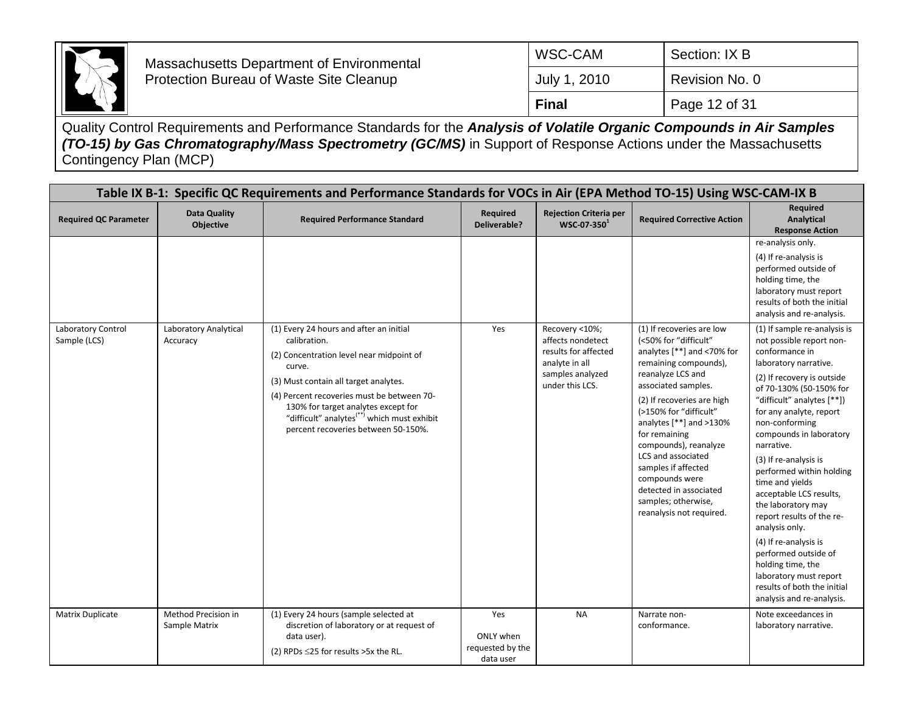Quality Control Requirements and Performance Standards for the ***Analysis of Volatile Organic Compounds in Air Samples (TO-15) by Gas Chromatography/Mass Spectrometry (GC/MS)*** in Support of Response Actions under the Massachusetts Contingency Plan (MCP)

**Table IX B-1: Specific QC Requirements and Performance Standards for VOCs in Air (EPA Method TO-15) Using WSC-CAM-IX B**

| Required QC Parameter | Data Quality Objective | Required Performance Standard | Required Deliverable? | Rejection Criteria per WSC-07-350[1] | Required Corrective Action | Required Analytical Response Action |
|---|---|---|---|---|---|---|
| | | | | | | re-analysis only.<br>(4) If re-analysis is performed outside of holding time, the laboratory must report results of both the initial analysis and re-analysis. |
| Laboratory Control Sample (LCS) | Laboratory Analytical Accuracy | (1) Every 24 hours and after an initial calibration.<br>(2) Concentration level near midpoint of curve.<br>(3) Must contain all target analytes.<br>(4) Percent recoveries must be between 70-130% for target analytes except for "difficult" analytes[(**)] which must exhibit percent recoveries between 50-150%. | Yes | Recovery <10%; affects nondetect results for affected analyte in all samples analyzed under this LCS. | (1) If recoveries are low (<50% for "difficult" analytes [**] and <70% for remaining compounds), reanalyze LCS and associated samples.<br>(2) If recoveries are high (>150% for "difficult" analytes [**] and >130% for remaining compounds), reanalyze LCS and associated samples if affected compounds were detected in associated samples; otherwise, reanalysis not required. | (1) If sample re-analysis is not possible report non-conformance in laboratory narrative.<br>(2) If recovery is outside of 70-130% (50-150% for "difficult" analytes [**]) for any analyte, report non-conforming compounds in laboratory narrative.<br>(3) If re-analysis is performed within holding time and yields acceptable LCS results, the laboratory may report results of the re-analysis only.<br>(4) If re-analysis is performed outside of holding time, the laboratory must report results of both the initial analysis and re-analysis. |
| Matrix Duplicate | Method Precision in Sample Matrix | (1) Every 24 hours (sample selected at discretion of laboratory or at request of data user).<br>(2) RPDs ≤25 for results >5x the RL. | Yes<br>ONLY when requested by the data user | NA | Narrate non-conformance. | Note exceedances in laboratory narrative. |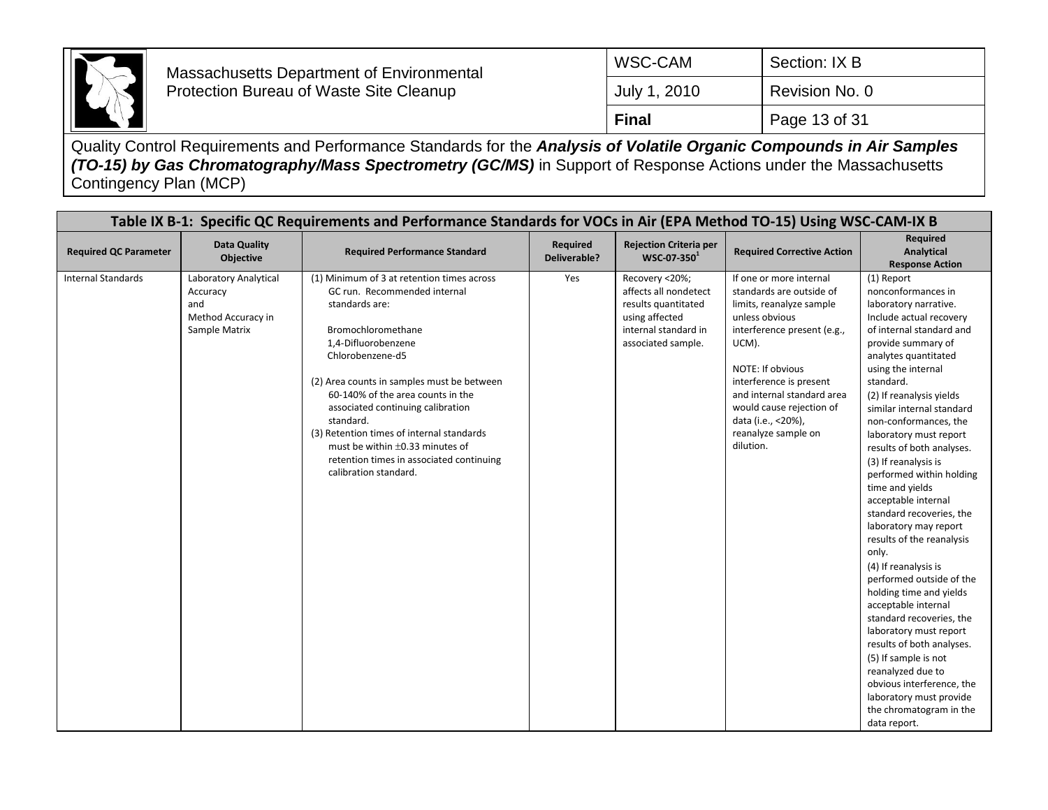Quality Control Requirements and Performance Standards for the ***Analysis of Volatile Organic Compounds in Air Samples (TO-15) by Gas Chromatography/Mass Spectrometry (GC/MS)*** in Support of Response Actions under the Massachusetts Contingency Plan (MCP)

**Table IX B-1: Specific QC Requirements and Performance Standards for VOCs in Air (EPA Method TO-15) Using WSC-CAM-IX B**

| Required QC Parameter | Data Quality Objective | Required Performance Standard | Required Deliverable? | Rejection Criteria per WSC-07-350[1] | Required Corrective Action | Required Analytical Response Action |
|---|---|---|---|---|---|---|
| Internal Standards | Laboratory Analytical Accuracy and Method Accuracy in Sample Matrix | (1) Minimum of 3 at retention times across GC run. Recommended internal standards are: Bromochloromethane, 1,4-Difluorobenzene, Chlorobenzene-d5<br>(2) Area counts in samples must be between 60-140% of the area counts in the associated continuing calibration standard.<br>(3) Retention times of internal standards must be within $\pm$0.33 minutes of retention times in associated continuing calibration standard. | Yes | Recovery <20%; affects all nondetect results quantitated using affected internal standard in associated sample. | If one or more internal standards are outside of limits, reanalyze sample unless obvious interference present (e.g., UCM).<br><br>NOTE: If obvious interference is present and internal standard area would cause rejection of data (i.e., <20%), reanalyze sample on dilution. | (1) Report nonconformances in laboratory narrative. Include actual recovery of internal standard and provide summary of analytes quantitated using the internal standard.<br>(2) If reanalysis yields similar internal standard non-conformances, the laboratory must report results of both analyses.<br>(3) If reanalysis is performed within holding time and yields acceptable internal standard recoveries, the laboratory may report results of the reanalysis only.<br>(4) If reanalysis is performed outside of the holding time and yields acceptable internal standard recoveries, the laboratory must report results of both analyses.<br>(5) If sample is not reanalyzed due to obvious interference, the laboratory must provide the chromatogram in the data report. |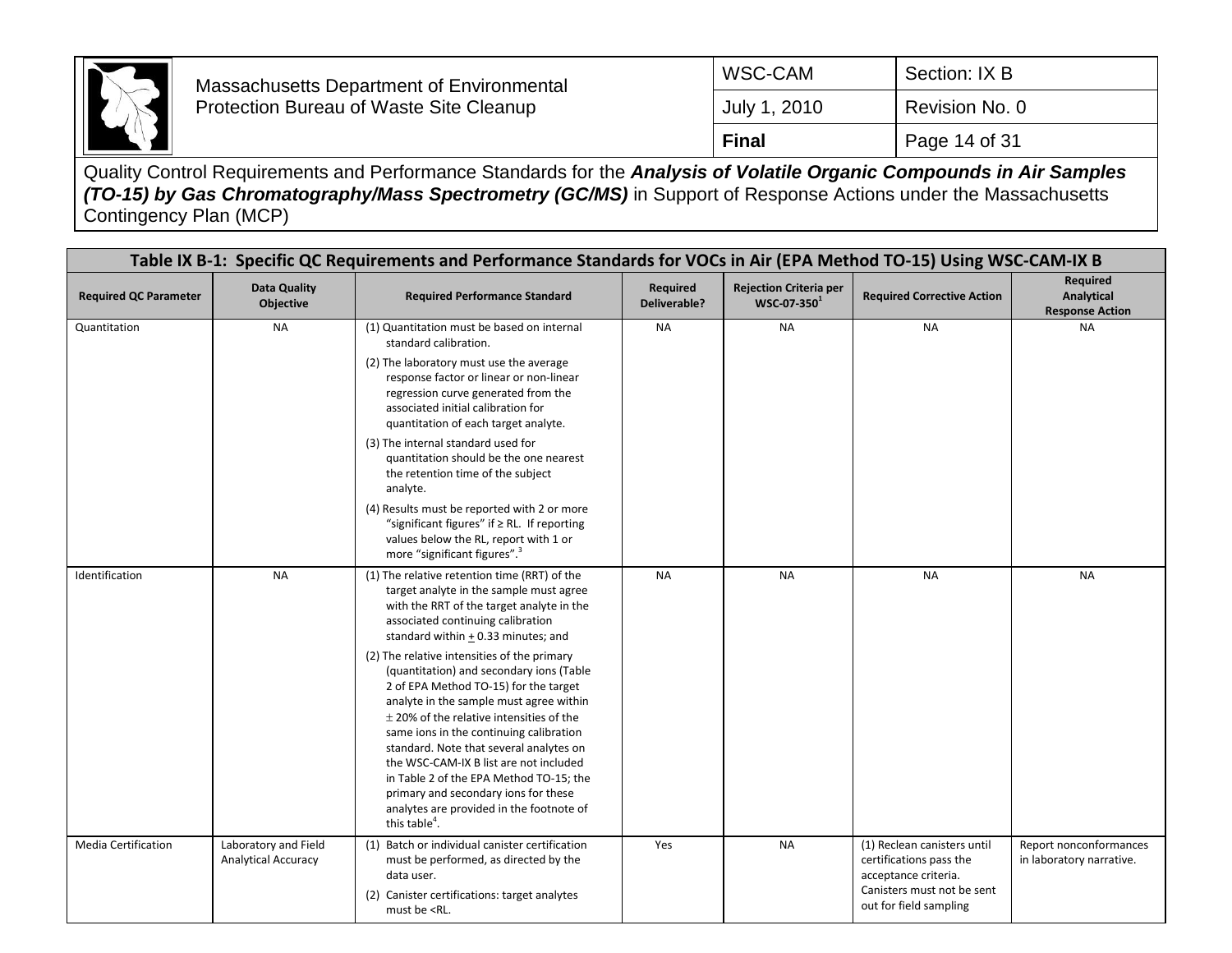Quality Control Requirements and Performance Standards for the ***Analysis of Volatile Organic Compounds in Air Samples (TO-15) by Gas Chromatography/Mass Spectrometry (GC/MS)*** in Support of Response Actions under the Massachusetts Contingency Plan (MCP)

**Table IX B-1: Specific QC Requirements and Performance Standards for VOCs in Air (EPA Method TO-15) Using WSC-CAM-IX B**

| Required QC Parameter | Data Quality Objective | Required Performance Standard | Required Deliverable? | Rejection Criteria per WSC-07-350[1] | Required Corrective Action | Required Analytical Response Action |
|---|---|---|---|---|---|---|
| Quantitation | NA | (1) Quantitation must be based on internal standard calibration.<br>(2) The laboratory must use the average response factor or linear or non-linear regression curve generated from the associated initial calibration for quantitation of each target analyte.<br>(3) The internal standard used for quantitation should be the one nearest the retention time of the subject analyte.<br>(4) Results must be reported with 2 or more "significant figures" if ≥ RL. If reporting values below the RL, report with 1 or more "significant figures".[3] | NA | NA | NA | NA |
| Identification | NA | (1) The relative retention time (RRT) of the target analyte in the sample must agree with the RRT of the target analyte in the associated continuing calibration standard within $\pm$ 0.33 minutes; and<br>(2) The relative intensities of the primary (quantitation) and secondary ions (Table 2 of EPA Method TO-15) for the target analyte in the sample must agree within $\pm$ 20% of the relative intensities of the same ions in the continuing calibration standard. Note that several analytes on the WSC-CAM-IX B list are not included in Table 2 of the EPA Method TO-15; the primary and secondary ions for these analytes are provided in the footnote of this table[4]. | NA | NA | NA | NA |
| Media Certification | Laboratory and Field Analytical Accuracy | (1) Batch or individual canister certification must be performed, as directed by the data user.<br>(2) Canister certifications: target analytes must be <RL. | Yes | NA | (1) Reclean canisters until certifications pass the acceptance criteria. Canisters must not be sent out for field sampling | Report nonconformances in laboratory narrative. |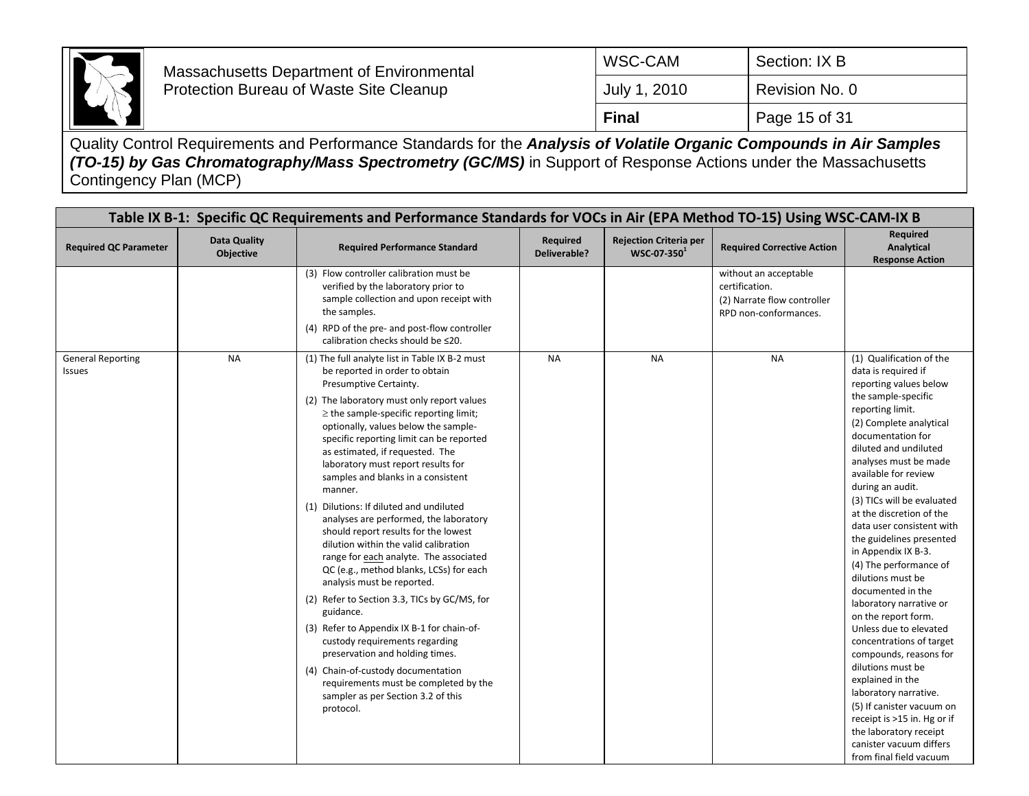Quality Control Requirements and Performance Standards for the ***Analysis of Volatile Organic Compounds in Air Samples (TO-15) by Gas Chromatography/Mass Spectrometry (GC/MS)*** in Support of Response Actions under the Massachusetts Contingency Plan (MCP)

**Table IX B-1: Specific QC Requirements and Performance Standards for VOCs in Air (EPA Method TO-15) Using WSC-CAM-IX B**

| Required QC Parameter | Data Quality Objective | Required Performance Standard | Required Deliverable? | Rejection Criteria per WSC-07-350[1] | Required Corrective Action | Required Analytical Response Action |
|---|---|---|---|---|---|---|
| | | (3) Flow controller calibration must be verified by the laboratory prior to sample collection and upon receipt with the samples.<br>(4) RPD of the pre- and post-flow controller calibration checks should be ≤20. | | | without an acceptable certification.<br>(2) Narrate flow controller RPD non-conformances. | |
| General Reporting Issues | NA | (1) The full analyte list in Table IX B-2 must be reported in order to obtain Presumptive Certainty.<br>(2) The laboratory must only report values ≥ the sample-specific reporting limit; optionally, values below the sample-specific reporting limit can be reported as estimated, if requested. The laboratory must report results for samples and blanks in a consistent manner.<br>(1) Dilutions: If diluted and undiluted analyses are performed, the laboratory should report results for the lowest dilution within the valid calibration range for <u>each</u> analyte. The associated QC (e.g., method blanks, LCSs) for each analysis must be reported.<br>(2) Refer to Section 3.3, TICs by GC/MS, for guidance.<br>(3) Refer to Appendix IX B-1 for chain-of-custody requirements regarding preservation and holding times.<br>(4) Chain-of-custody documentation requirements must be completed by the sampler as per Section 3.2 of this protocol. | NA | NA | NA | (1) Qualification of the data is required if reporting values below the sample-specific reporting limit.<br>(2) Complete analytical documentation for diluted and undiluted analyses must be made available for review during an audit.<br>(3) TICs will be evaluated at the discretion of the data user consistent with the guidelines presented in Appendix IX B-3.<br>(4) The performance of dilutions must be documented in the laboratory narrative or on the report form. Unless due to elevated concentrations of target compounds, reasons for dilutions must be explained in the laboratory narrative.<br>(5) If canister vacuum on receipt is >15 in. Hg or if the laboratory receipt canister vacuum differs from final field vacuum |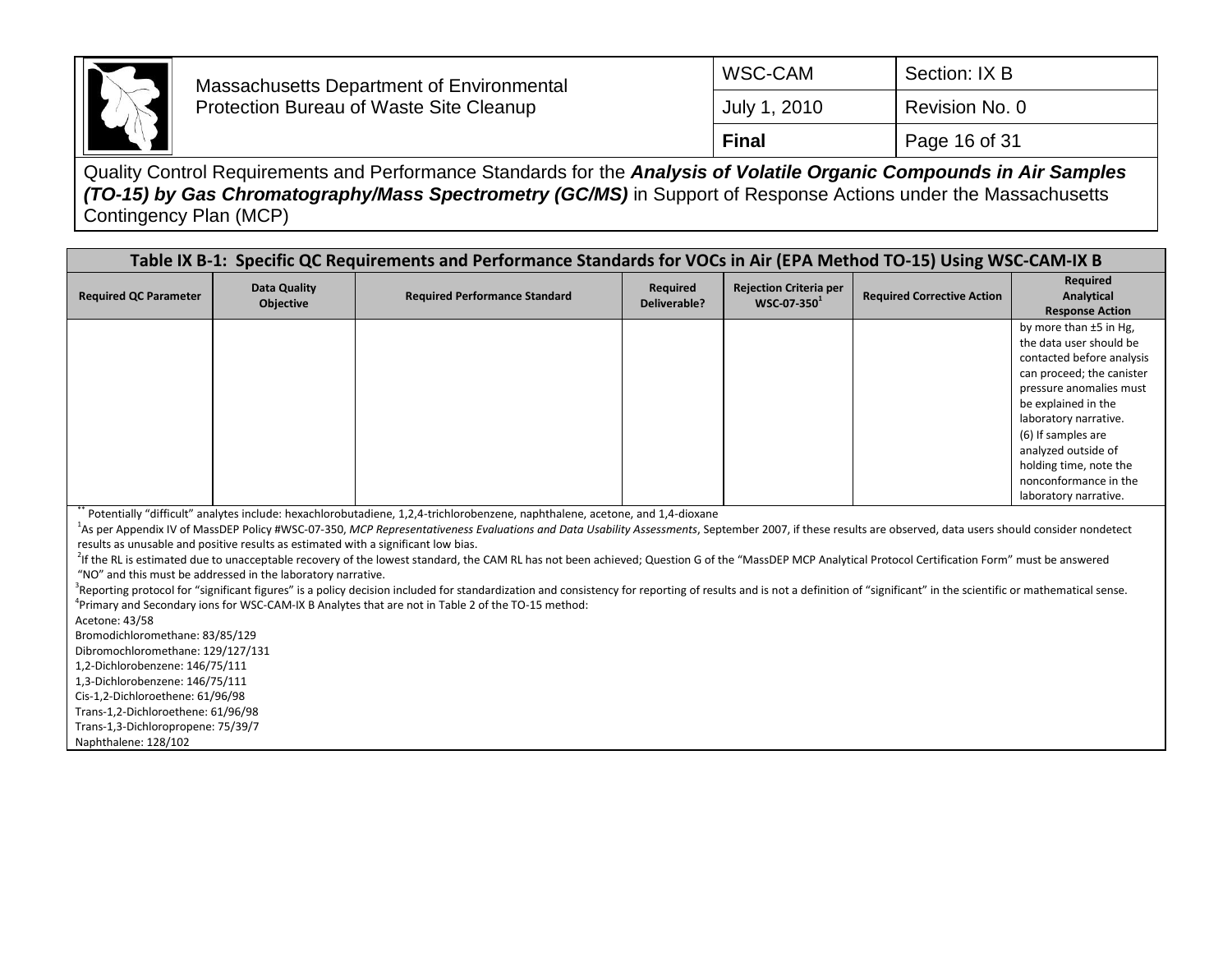Quality Control Requirements and Performance Standards for the ***Analysis of Volatile Organic Compounds in Air Samples (TO-15) by Gas Chromatography/Mass Spectrometry (GC/MS)*** in Support of Response Actions under the Massachusetts Contingency Plan (MCP)

**Table IX B-1: Specific QC Requirements and Performance Standards for VOCs in Air (EPA Method TO-15) Using WSC-CAM-IX B**

| Required QC Parameter | Data Quality Objective | Required Performance Standard | Required Deliverable? | Rejection Criteria per WSC-07-350[1] | Required Corrective Action | Required Analytical Response Action |
|---|---|---|---|---|---|---|
| | | | | | | by more than ±5 in Hg, the data user should be contacted before analysis can proceed; the canister pressure anomalies must be explained in the laboratory narrative. (6) If samples are analyzed outside of holding time, note the nonconformance in the laboratory narrative. |

** Potentially "difficult" analytes include: hexachlorobutadiene, 1,2,4-trichlorobenzene, naphthalene, acetone, and 1,4-dioxane

[1]As per Appendix IV of MassDEP Policy #WSC-07-350, *MCP Representativeness Evaluations and Data Usability Assessments*, September 2007, if these results are observed, data users should consider nondetect results as unusable and positive results as estimated with a significant low bias.

[2]If the RL is estimated due to unacceptable recovery of the lowest standard, the CAM RL has not been achieved; Question G of the "MassDEP MCP Analytical Protocol Certification Form" must be answered "NO" and this must be addressed in the laboratory narrative.

[3]Reporting protocol for "significant figures" is a policy decision included for standardization and consistency for reporting of results and is not a definition of "significant" in the scientific or mathematical sense.

[4]Primary and Secondary ions for WSC-CAM-IX B Analytes that are not in Table 2 of the TO-15 method:

Acetone: 43/58
Bromodichloromethane: 83/85/129
Dibromochloromethane: 129/127/131
1,2-Dichlorobenzene: 146/75/111
1,3-Dichlorobenzene: 146/75/111
Cis-1,2-Dichloroethene: 61/96/98
Trans-1,2-Dichloroethene: 61/96/98
Trans-1,3-Dichloropropene: 75/39/7
Naphthalene: 128/102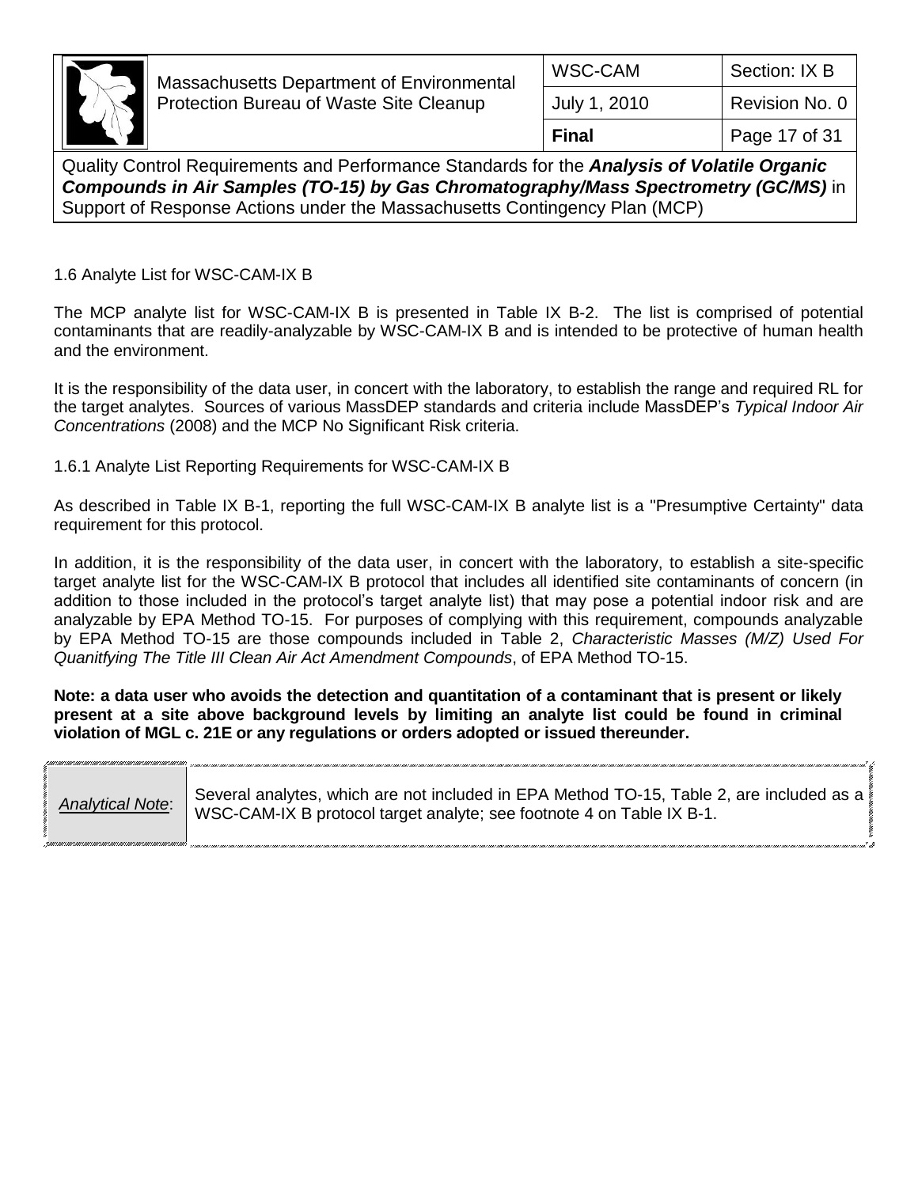## 1.6 Analyte List for WSC-CAM-IX B

The MCP analyte list for WSC-CAM-IX B is presented in Table IX B-2. The list is comprised of potential contaminants that are readily-analyzable by WSC-CAM-IX B and is intended to be protective of human health and the environment.

It is the responsibility of the data user, in concert with the laboratory, to establish the range and required RL for the target analytes. Sources of various MassDEP standards and criteria include MassDEP's *Typical Indoor Air Concentrations* (2008) and the MCP No Significant Risk criteria.

### 1.6.1 Analyte List Reporting Requirements for WSC-CAM-IX B

As described in Table IX B-1, reporting the full WSC-CAM-IX B analyte list is a "Presumptive Certainty" data requirement for this protocol.

In addition, it is the responsibility of the data user, in concert with the laboratory, to establish a site-specific target analyte list for the WSC-CAM-IX B protocol that includes all identified site contaminants of concern (in addition to those included in the protocol's target analyte list) that may pose a potential indoor risk and are analyzable by EPA Method TO-15. For purposes of complying with this requirement, compounds analyzable by EPA Method TO-15 are those compounds included in Table 2, *Characteristic Masses (M/Z) Used For Quanitfying The Title III Clean Air Act Amendment Compounds*, of EPA Method TO-15.

**Note: a data user who avoids the detection and quantitation of a contaminant that is present or likely present at a site above background levels by limiting an analyte list could be found in criminal violation of MGL c. 21E or any regulations or orders adopted or issued thereunder.**

| *Analytical Note*: | Several analytes, which are not included in EPA Method TO-15, Table 2, are included as a WSC-CAM-IX B protocol target analyte; see footnote 4 on Table IX B-1. |
|---|---|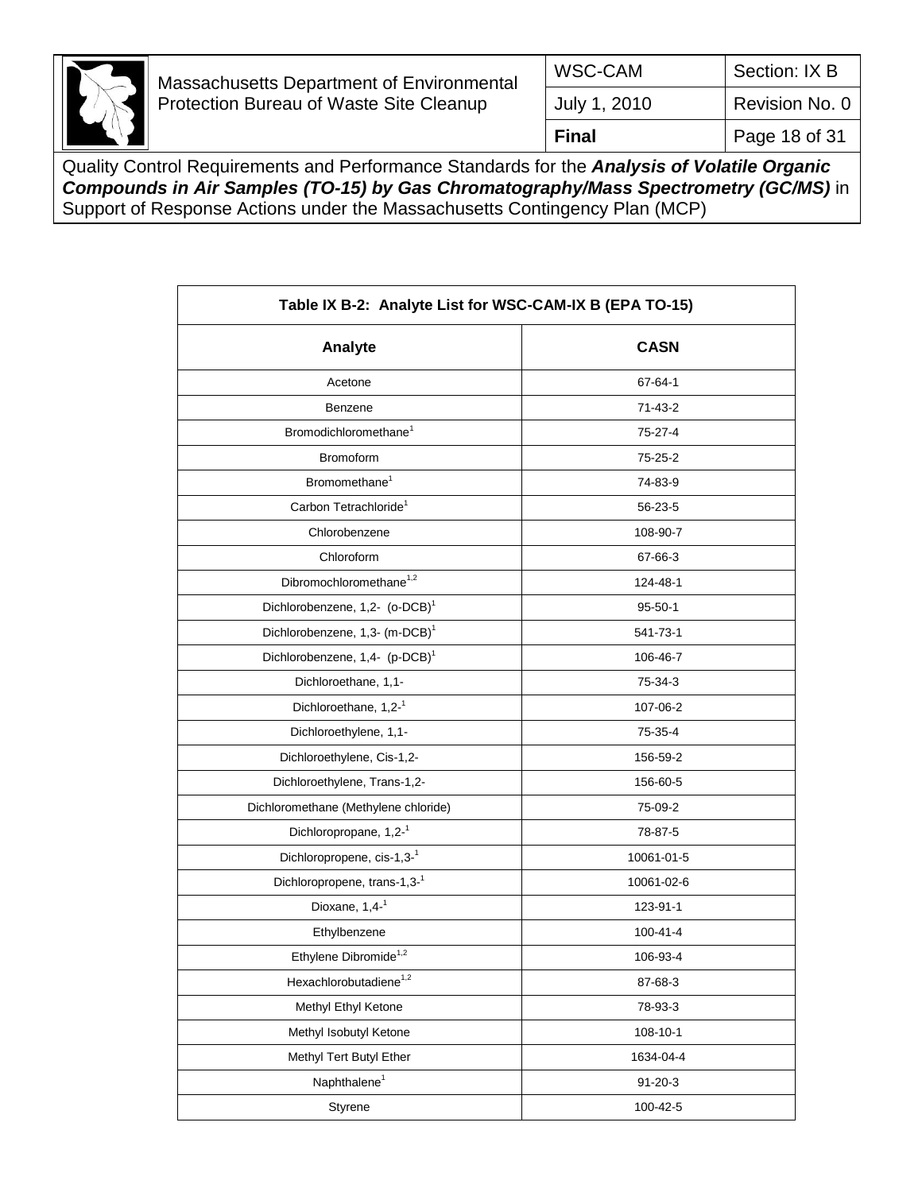| Table IX B-2: Analyte List for WSC-CAM-IX B (EPA TO-15) | |
|---|---|
| **Analyte** | **CASN** |
| Acetone | 67-64-1 |
| Benzene | 71-43-2 |
| Bromodichloromethane[1] | 75-27-4 |
| Bromoform | 75-25-2 |
| Bromomethane[1] | 74-83-9 |
| Carbon Tetrachloride[1] | 56-23-5 |
| Chlorobenzene | 108-90-7 |
| Chloroform | 67-66-3 |
| Dibromochloromethane[1,2] | 124-48-1 |
| Dichlorobenzene, 1,2- (o-DCB)[1] | 95-50-1 |
| Dichlorobenzene, 1,3- (m-DCB)[1] | 541-73-1 |
| Dichlorobenzene, 1,4- (p-DCB)[1] | 106-46-7 |
| Dichloroethane, 1,1- | 75-34-3 |
| Dichloroethane, 1,2-[1] | 107-06-2 |
| Dichloroethylene, 1,1- | 75-35-4 |
| Dichloroethylene, Cis-1,2- | 156-59-2 |
| Dichloroethylene, Trans-1,2- | 156-60-5 |
| Dichloromethane (Methylene chloride) | 75-09-2 |
| Dichloropropane, 1,2-[1] | 78-87-5 |
| Dichloropropene, cis-1,3-[1] | 10061-01-5 |
| Dichloropropene, trans-1,3-[1] | 10061-02-6 |
| Dioxane, 1,4-[1] | 123-91-1 |
| Ethylbenzene | 100-41-4 |
| Ethylene Dibromide[1,2] | 106-93-4 |
| Hexachlorobutadiene[1,2] | 87-68-3 |
| Methyl Ethyl Ketone | 78-93-3 |
| Methyl Isobutyl Ketone | 108-10-1 |
| Methyl Tert Butyl Ether | 1634-04-4 |
| Naphthalene[1] | 91-20-3 |
| Styrene | 100-42-5 |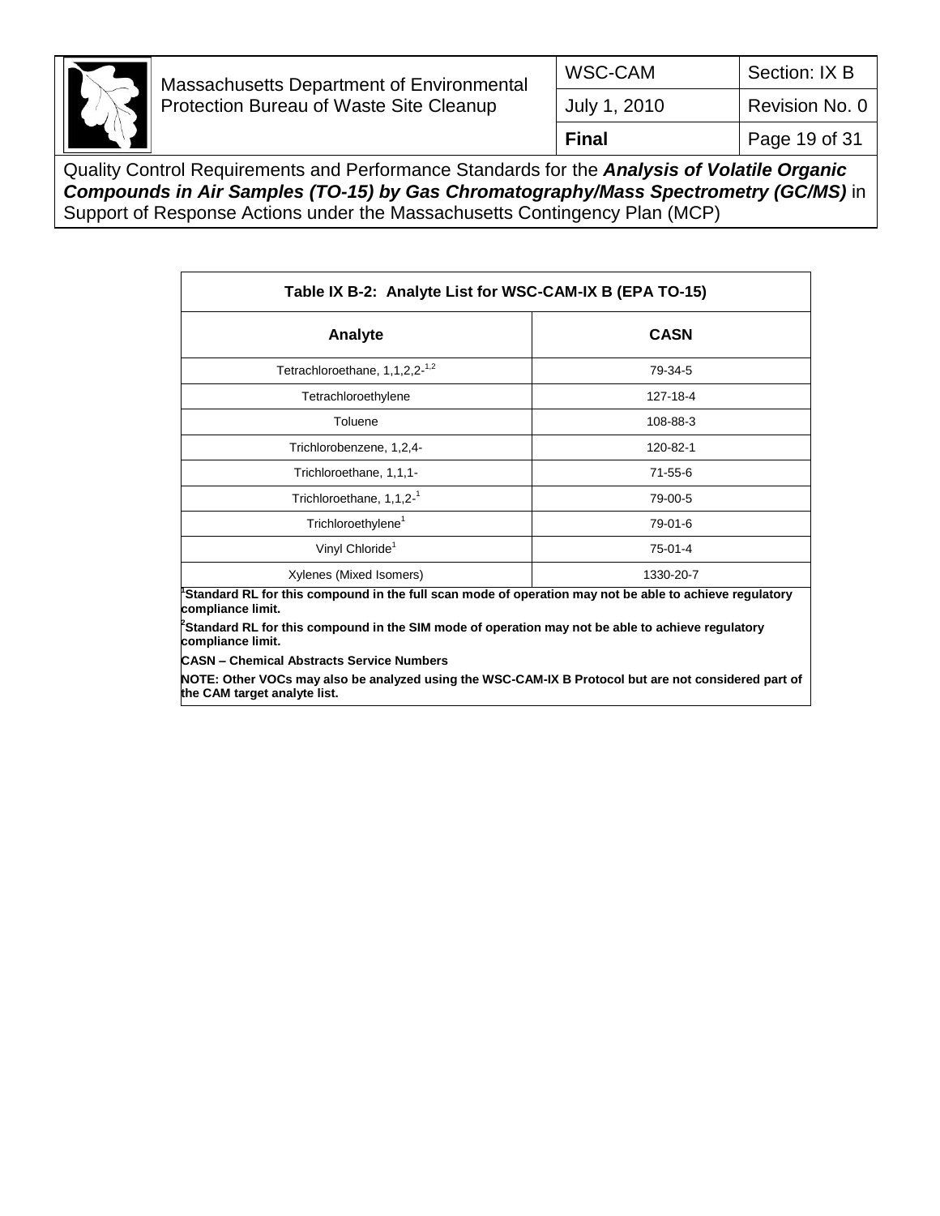| Table IX B-2: Analyte List for WSC-CAM-IX B (EPA TO-15) | |
|---|---|
| **Analyte** | **CASN** |
| Tetrachloroethane, 1,1,2,2-[1,2] | 79-34-5 |
| Tetrachloroethylene | 127-18-4 |
| Toluene | 108-88-3 |
| Trichlorobenzene, 1,2,4- | 120-82-1 |
| Trichloroethane, 1,1,1- | 71-55-6 |
| Trichloroethane, 1,1,2-[1] | 79-00-5 |
| Trichloroethylene[1] | 79-01-6 |
| Vinyl Chloride[1] | 75-01-4 |
| Xylenes (Mixed Isomers) | 1330-20-7 |

**[1]Standard RL for this compound in the full scan mode of operation may not be able to achieve regulatory compliance limit.**

**[2]Standard RL for this compound in the SIM mode of operation may not be able to achieve regulatory compliance limit.**

**CASN – Chemical Abstracts Service Numbers**

**NOTE: Other VOCs may also be analyzed using the WSC-CAM-IX B Protocol but are not considered part of the CAM target analyte list.**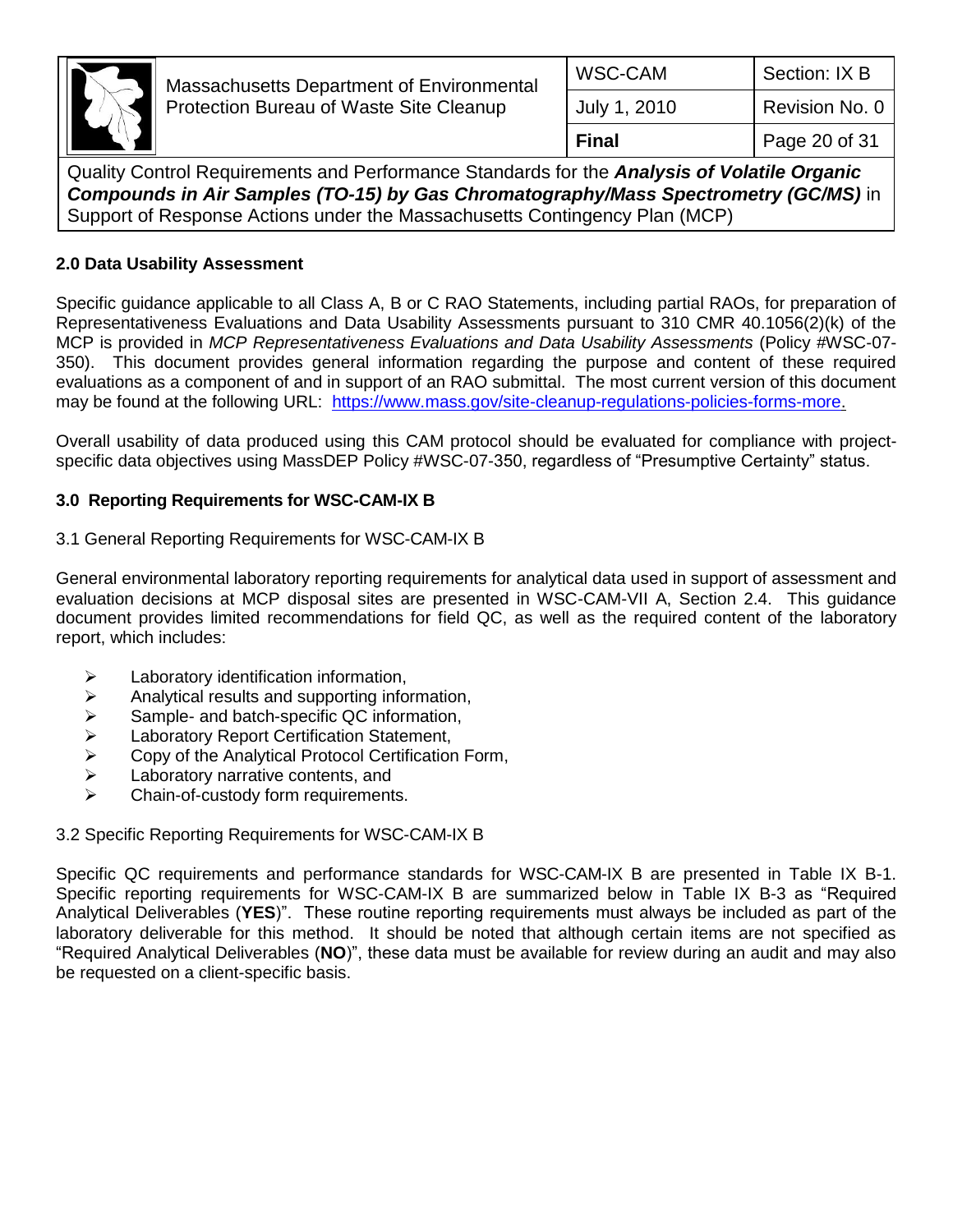## 2.0 Data Usability Assessment

Specific guidance applicable to all Class A, B or C RAO Statements, including partial RAOs, for preparation of Representativeness Evaluations and Data Usability Assessments pursuant to 310 CMR 40.1056(2)(k) of the MCP is provided in *MCP Representativeness Evaluations and Data Usability Assessments* (Policy #WSC-07-350). This document provides general information regarding the purpose and content of these required evaluations as a component of and in support of an RAO submittal. The most current version of this document may be found at the following URL: https://www.mass.gov/site-cleanup-regulations-policies-forms-more.

Overall usability of data produced using this CAM protocol should be evaluated for compliance with project-specific data objectives using MassDEP Policy #WSC-07-350, regardless of "Presumptive Certainty" status.

## 3.0 Reporting Requirements for WSC-CAM-IX B

### 3.1 General Reporting Requirements for WSC-CAM-IX B

General environmental laboratory reporting requirements for analytical data used in support of assessment and evaluation decisions at MCP disposal sites are presented in WSC-CAM-VII A, Section 2.4. This guidance document provides limited recommendations for field QC, as well as the required content of the laboratory report, which includes:

- Laboratory identification information,
- Analytical results and supporting information,
- Sample- and batch-specific QC information,
- Laboratory Report Certification Statement,
- Copy of the Analytical Protocol Certification Form,
- Laboratory narrative contents, and
- Chain-of-custody form requirements.

### 3.2 Specific Reporting Requirements for WSC-CAM-IX B

Specific QC requirements and performance standards for WSC-CAM-IX B are presented in Table IX B-1. Specific reporting requirements for WSC-CAM-IX B are summarized below in Table IX B-3 as "Required Analytical Deliverables (**YES**)". These routine reporting requirements must always be included as part of the laboratory deliverable for this method. It should be noted that although certain items are not specified as "Required Analytical Deliverables (**NO**)", these data must be available for review during an audit and may also be requested on a client-specific basis.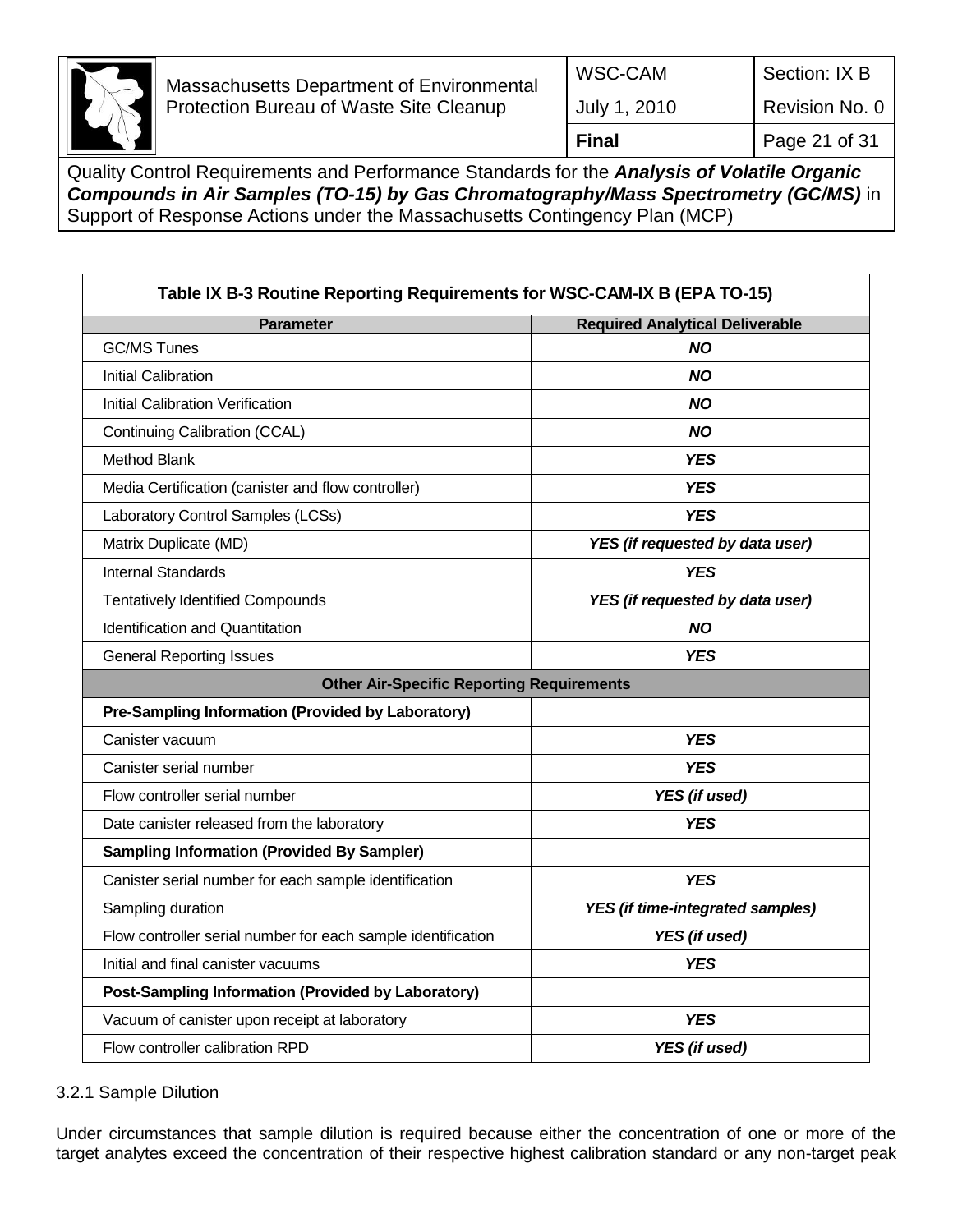**Table IX B-3 Routine Reporting Requirements for WSC-CAM-IX B (EPA TO-15)**

| Parameter | Required Analytical Deliverable |
|---|---|
| GC/MS Tunes | ***NO*** |
| Initial Calibration | ***NO*** |
| Initial Calibration Verification | ***NO*** |
| Continuing Calibration (CCAL) | ***NO*** |
| Method Blank | ***YES*** |
| Media Certification (canister and flow controller) | ***YES*** |
| Laboratory Control Samples (LCSs) | ***YES*** |
| Matrix Duplicate (MD) | ***YES (if requested by data user)*** |
| Internal Standards | ***YES*** |
| Tentatively Identified Compounds | ***YES (if requested by data user)*** |
| Identification and Quantitation | ***NO*** |
| General Reporting Issues | ***YES*** |
| **Other Air-Specific Reporting Requirements** | |
| **Pre-Sampling Information (Provided by Laboratory)** | |
| Canister vacuum | ***YES*** |
| Canister serial number | ***YES*** |
| Flow controller serial number | ***YES (if used)*** |
| Date canister released from the laboratory | ***YES*** |
| **Sampling Information (Provided By Sampler)** | |
| Canister serial number for each sample identification | ***YES*** |
| Sampling duration | ***YES (if time-integrated samples)*** |
| Flow controller serial number for each sample identification | ***YES (if used)*** |
| Initial and final canister vacuums | ***YES*** |
| **Post-Sampling Information (Provided by Laboratory)** | |
| Vacuum of canister upon receipt at laboratory | ***YES*** |
| Flow controller calibration RPD | ***YES (if used)*** |

3.2.1 Sample Dilution

Under circumstances that sample dilution is required because either the concentration of one or more of the target analytes exceed the concentration of their respective highest calibration standard or any non-target peak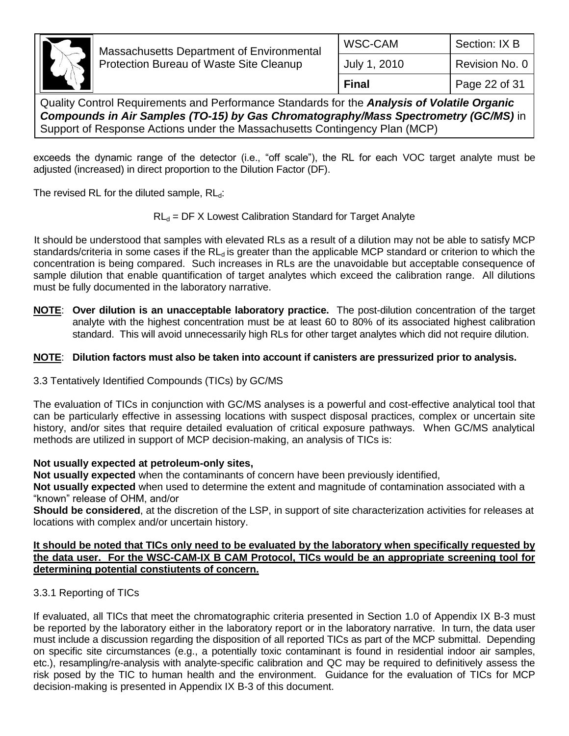exceeds the dynamic range of the detector (i.e., "off scale"), the RL for each VOC target analyte must be adjusted (increased) in direct proportion to the Dilution Factor (DF).

The revised RL for the diluted sample, $RL_d$:

$$RL_d = DF \times \text{Lowest Calibration Standard for Target Analyte}$$

It should be understood that samples with elevated RLs as a result of a dilution may not be able to satisfy MCP standards/criteria in some cases if the $RL_d$ is greater than the applicable MCP standard or criterion to which the concentration is being compared. Such increases in RLs are the unavoidable but acceptable consequence of sample dilution that enable quantification of target analytes which exceed the calibration range. All dilutions must be fully documented in the laboratory narrative.

**NOTE**: **Over dilution is an unacceptable laboratory practice.** The post-dilution concentration of the target analyte with the highest concentration must be at least 60 to 80% of its associated highest calibration standard. This will avoid unnecessarily high RLs for other target analytes which did not require dilution.

**NOTE**: **Dilution factors must also be taken into account if canisters are pressurized prior to analysis.**

### 3.3 Tentatively Identified Compounds (TICs) by GC/MS

The evaluation of TICs in conjunction with GC/MS analyses is a powerful and cost-effective analytical tool that can be particularly effective in assessing locations with suspect disposal practices, complex or uncertain site history, and/or sites that require detailed evaluation of critical exposure pathways. When GC/MS analytical methods are utilized in support of MCP decision-making, an analysis of TICs is:

**Not usually expected at petroleum-only sites,**
**Not usually expected** when the contaminants of concern have been previously identified,
**Not usually expected** when used to determine the extent and magnitude of contamination associated with a "known" release of OHM, and/or
**Should be considered**, at the discretion of the LSP, in support of site characterization activities for releases at locations with complex and/or uncertain history.

**It should be noted that TICs only need to be evaluated by the laboratory when specifically requested by the data user. For the WSC-CAM-IX B CAM Protocol, TICs would be an appropriate screening tool for determining potential constiutents of concern.**

#### 3.3.1 Reporting of TICs

If evaluated, all TICs that meet the chromatographic criteria presented in Section 1.0 of Appendix IX B-3 must be reported by the laboratory either in the laboratory report or in the laboratory narrative. In turn, the data user must include a discussion regarding the disposition of all reported TICs as part of the MCP submittal. Depending on specific site circumstances (e.g., a potentially toxic contaminant is found in residential indoor air samples, etc.), resampling/re-analysis with analyte-specific calibration and QC may be required to definitively assess the risk posed by the TIC to human health and the environment. Guidance for the evaluation of TICs for MCP decision-making is presented in Appendix IX B-3 of this document.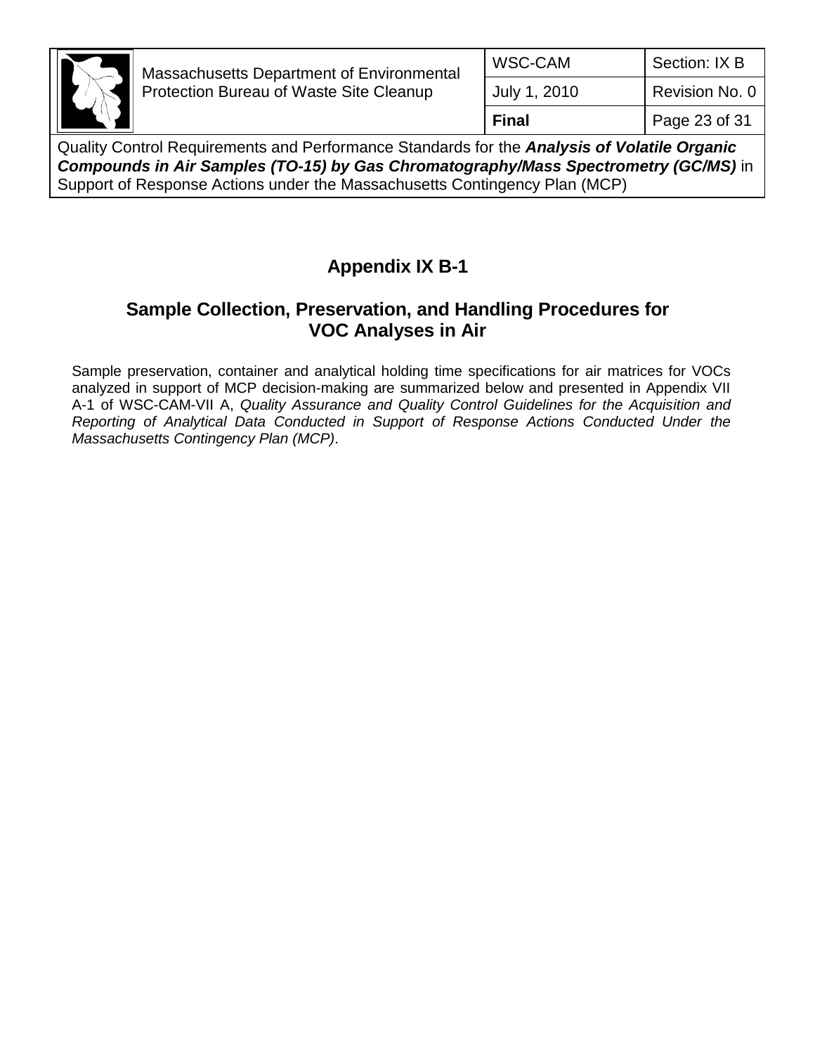# Appendix IX B-1

## Sample Collection, Preservation, and Handling Procedures for VOC Analyses in Air

Sample preservation, container and analytical holding time specifications for air matrices for VOCs analyzed in support of MCP decision-making are summarized below and presented in Appendix VII A-1 of WSC-CAM-VII A, *Quality Assurance and Quality Control Guidelines for the Acquisition and Reporting of Analytical Data Conducted in Support of Response Actions Conducted Under the Massachusetts Contingency Plan (MCP)*.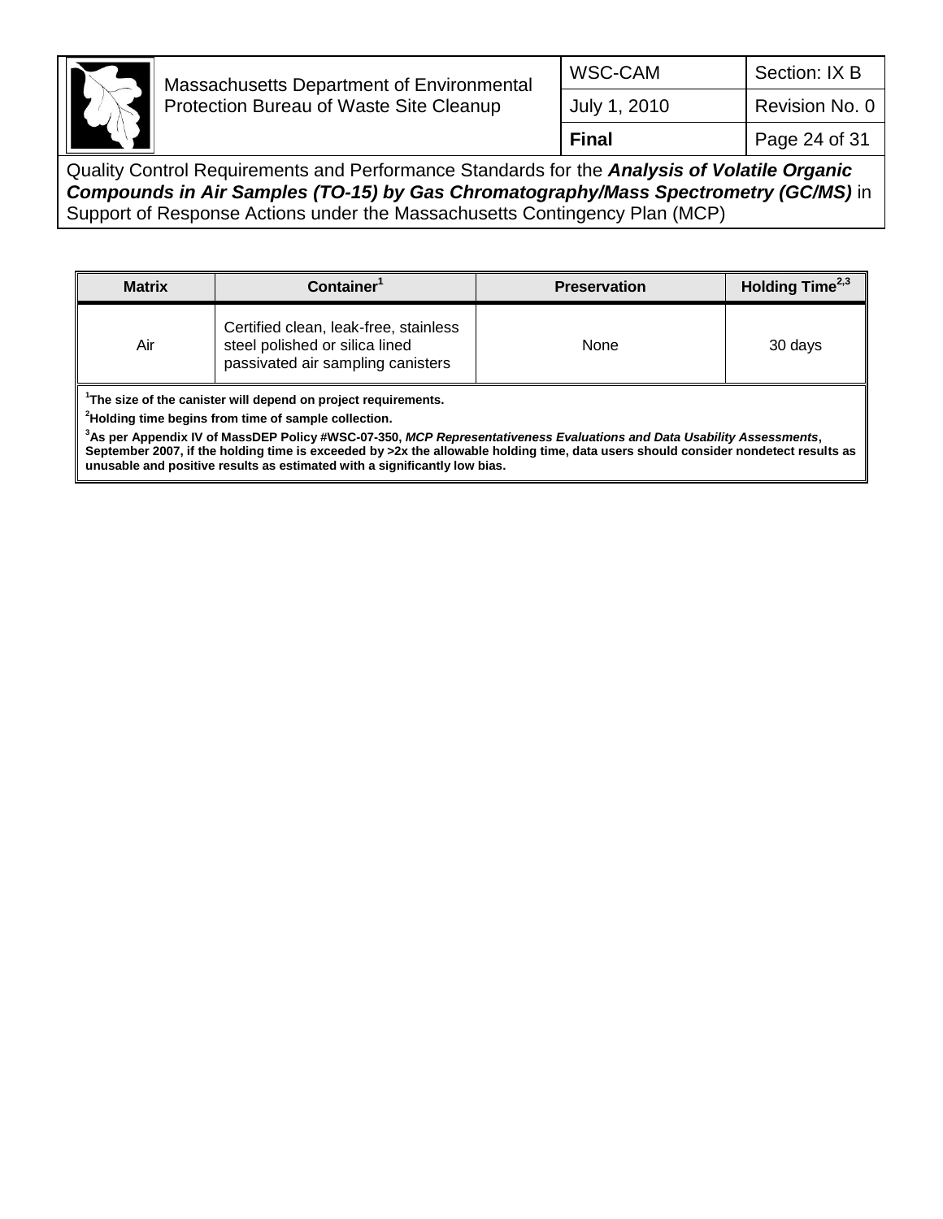| Matrix | Container[1] | Preservation | Holding Time[2,3] |
|---|---|---|---|
| Air | Certified clean, leak-free, stainless steel polished or silica lined passivated air sampling canisters | None | 30 days |

**[1]The size of the canister will depend on project requirements.**

**[2]Holding time begins from time of sample collection.**

**[3]As per Appendix IV of MassDEP Policy #WSC-07-350, *MCP Representativeness Evaluations and Data Usability Assessments*, September 2007, if the holding time is exceeded by >2x the allowable holding time, data users should consider nondetect results as unusable and positive results as estimated with a significantly low bias.**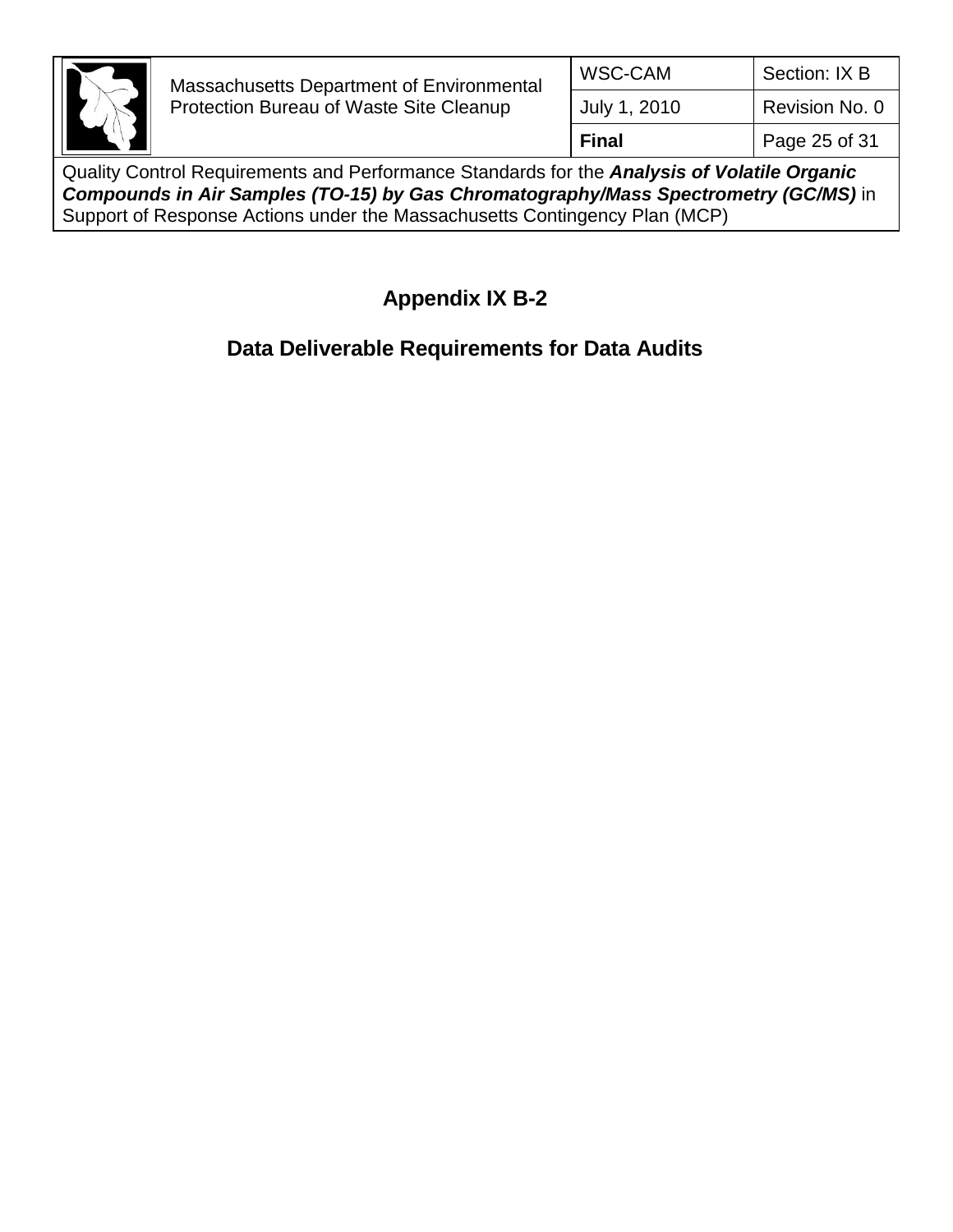# Appendix IX B-2

## Data Deliverable Requirements for Data Audits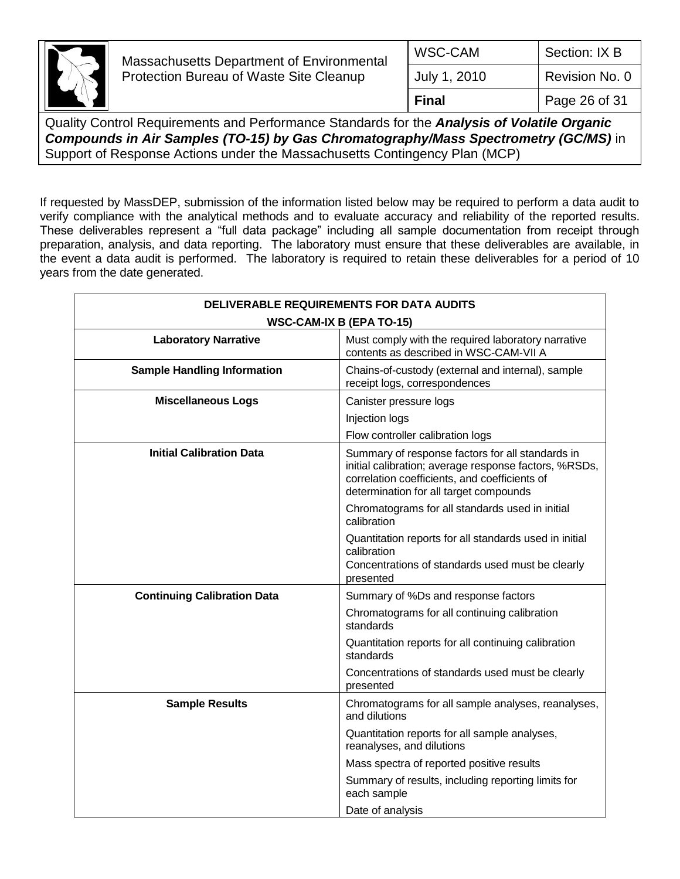If requested by MassDEP, submission of the information listed below may be required to perform a data audit to verify compliance with the analytical methods and to evaluate accuracy and reliability of the reported results. These deliverables represent a "full data package" including all sample documentation from receipt through preparation, analysis, and data reporting. The laboratory must ensure that these deliverables are available, in the event a data audit is performed. The laboratory is required to retain these deliverables for a period of 10 years from the date generated.

| DELIVERABLE REQUIREMENTS FOR DATA AUDITS WSC-CAM-IX B (EPA TO-15) | |
|---|---|
| **Laboratory Narrative** | Must comply with the required laboratory narrative contents as described in WSC-CAM-VII A |
| **Sample Handling Information** | Chains-of-custody (external and internal), sample receipt logs, correspondences |
| **Miscellaneous Logs** | Canister pressure logs |
| | Injection logs |
| | Flow controller calibration logs |
| **Initial Calibration Data** | Summary of response factors for all standards in initial calibration; average response factors, %RSDs, correlation coefficients, and coefficients of determination for all target compounds |
| | Chromatograms for all standards used in initial calibration |
| | Quantitation reports for all standards used in initial calibration<br>Concentrations of standards used must be clearly presented |
| **Continuing Calibration Data** | Summary of %Ds and response factors |
| | Chromatograms for all continuing calibration standards |
| | Quantitation reports for all continuing calibration standards |
| | Concentrations of standards used must be clearly presented |
| **Sample Results** | Chromatograms for all sample analyses, reanalyses, and dilutions |
| | Quantitation reports for all sample analyses, reanalyses, and dilutions |
| | Mass spectra of reported positive results |
| | Summary of results, including reporting limits for each sample |
| | Date of analysis |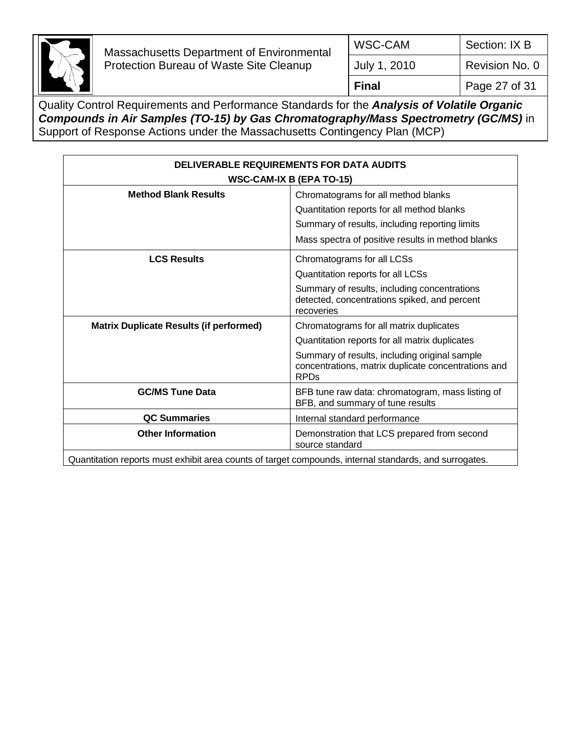| DELIVERABLE REQUIREMENTS FOR DATA AUDITS WSC-CAM-IX B (EPA TO-15) | |
|---|---|
| **Method Blank Results** | Chromatograms for all method blanks<br>Quantitation reports for all method blanks<br>Summary of results, including reporting limits<br>Mass spectra of positive results in method blanks |
| **LCS Results** | Chromatograms for all LCSs<br>Quantitation reports for all LCSs<br>Summary of results, including concentrations detected, concentrations spiked, and percent recoveries |
| **Matrix Duplicate Results (if performed)** | Chromatograms for all matrix duplicates<br>Quantitation reports for all matrix duplicates<br>Summary of results, including original sample concentrations, matrix duplicate concentrations and RPDs |
| **GC/MS Tune Data** | BFB tune raw data: chromatogram, mass listing of BFB, and summary of tune results |
| **QC Summaries** | Internal standard performance |
| **Other Information** | Demonstration that LCS prepared from second source standard |
| Quantitation reports must exhibit area counts of target compounds, internal standards, and surrogates. | |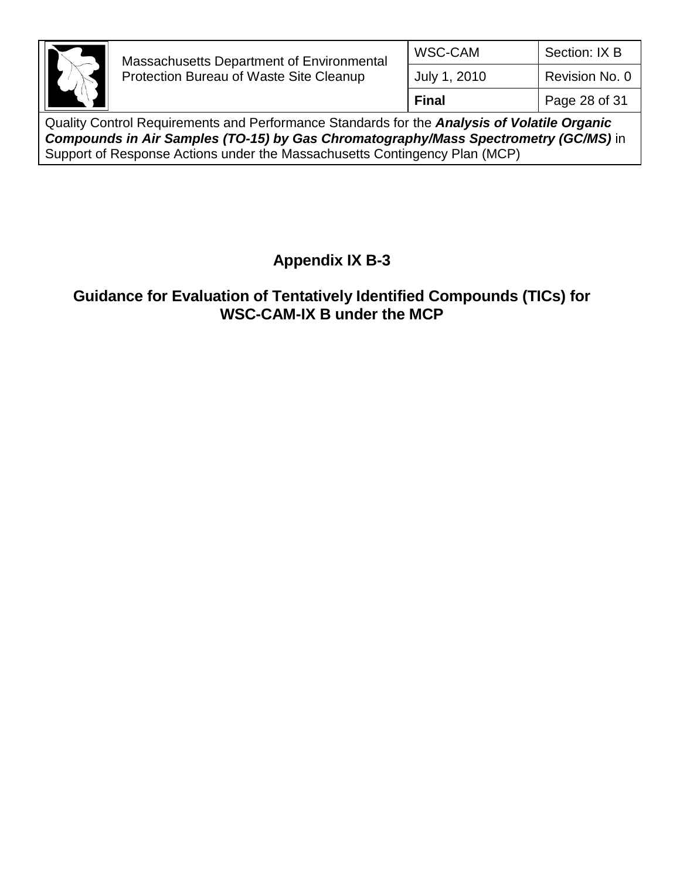# Appendix IX B-3

## Guidance for Evaluation of Tentatively Identified Compounds (TICs) for WSC-CAM-IX B under the MCP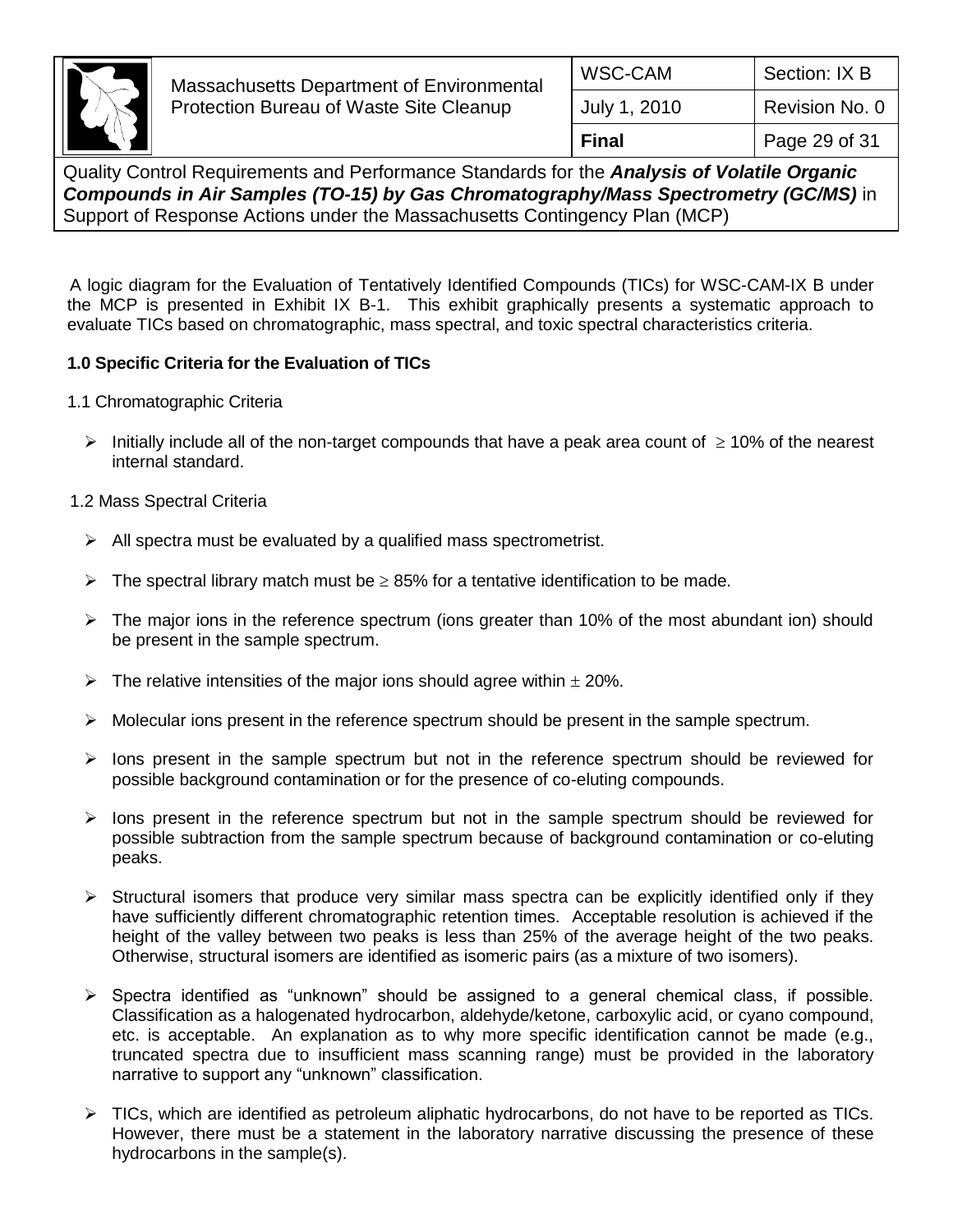A logic diagram for the Evaluation of Tentatively Identified Compounds (TICs) for WSC-CAM-IX B under the MCP is presented in Exhibit IX B-1. This exhibit graphically presents a systematic approach to evaluate TICs based on chromatographic, mass spectral, and toxic spectral characteristics criteria.

**1.0 Specific Criteria for the Evaluation of TICs**

1.1 Chromatographic Criteria

- Initially include all of the non-target compounds that have a peak area count of $\geq$ 10% of the nearest internal standard.

1.2 Mass Spectral Criteria

- All spectra must be evaluated by a qualified mass spectrometrist.
- The spectral library match must be $\geq$ 85% for a tentative identification to be made.
- The major ions in the reference spectrum (ions greater than 10% of the most abundant ion) should be present in the sample spectrum.
- The relative intensities of the major ions should agree within $\pm$ 20%.
- Molecular ions present in the reference spectrum should be present in the sample spectrum.
- Ions present in the sample spectrum but not in the reference spectrum should be reviewed for possible background contamination or for the presence of co-eluting compounds.
- Ions present in the reference spectrum but not in the sample spectrum should be reviewed for possible subtraction from the sample spectrum because of background contamination or co-eluting peaks.
- Structural isomers that produce very similar mass spectra can be explicitly identified only if they have sufficiently different chromatographic retention times. Acceptable resolution is achieved if the height of the valley between two peaks is less than 25% of the average height of the two peaks. Otherwise, structural isomers are identified as isomeric pairs (as a mixture of two isomers).
- Spectra identified as "unknown" should be assigned to a general chemical class, if possible. Classification as a halogenated hydrocarbon, aldehyde/ketone, carboxylic acid, or cyano compound, etc. is acceptable. An explanation as to why more specific identification cannot be made (e.g., truncated spectra due to insufficient mass scanning range) must be provided in the laboratory narrative to support any "unknown" classification.
- TICs, which are identified as petroleum aliphatic hydrocarbons, do not have to be reported as TICs. However, there must be a statement in the laboratory narrative discussing the presence of these hydrocarbons in the sample(s).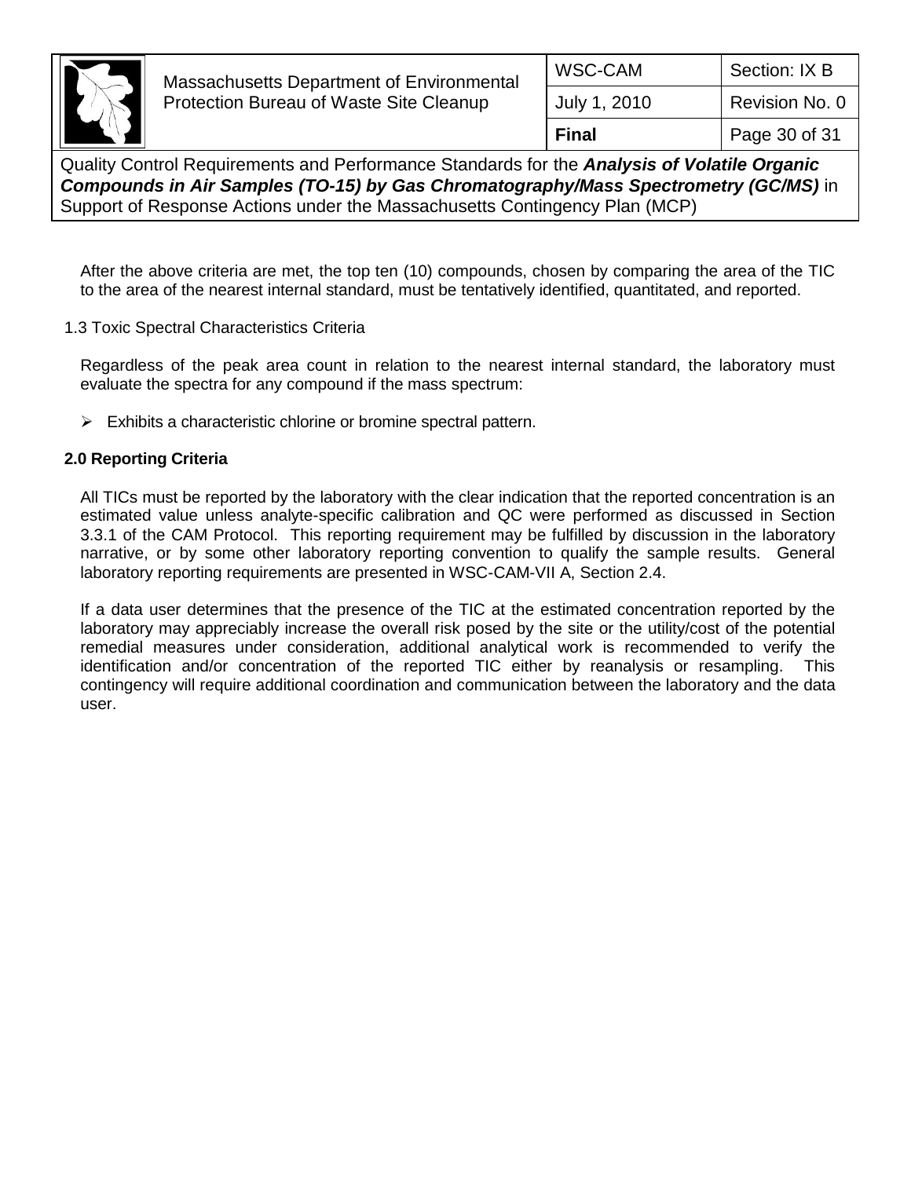After the above criteria are met, the top ten (10) compounds, chosen by comparing the area of the TIC to the area of the nearest internal standard, must be tentatively identified, quantitated, and reported.

1.3 Toxic Spectral Characteristics Criteria

Regardless of the peak area count in relation to the nearest internal standard, the laboratory must evaluate the spectra for any compound if the mass spectrum:

- Exhibits a characteristic chlorine or bromine spectral pattern.

**2.0 Reporting Criteria**

All TICs must be reported by the laboratory with the clear indication that the reported concentration is an estimated value unless analyte-specific calibration and QC were performed as discussed in Section 3.3.1 of the CAM Protocol. This reporting requirement may be fulfilled by discussion in the laboratory narrative, or by some other laboratory reporting convention to qualify the sample results. General laboratory reporting requirements are presented in WSC-CAM-VII A, Section 2.4.

If a data user determines that the presence of the TIC at the estimated concentration reported by the laboratory may appreciably increase the overall risk posed by the site or the utility/cost of the potential remedial measures under consideration, additional analytical work is recommended to verify the identification and/or concentration of the reported TIC either by reanalysis or resampling. This contingency will require additional coordination and communication between the laboratory and the data user.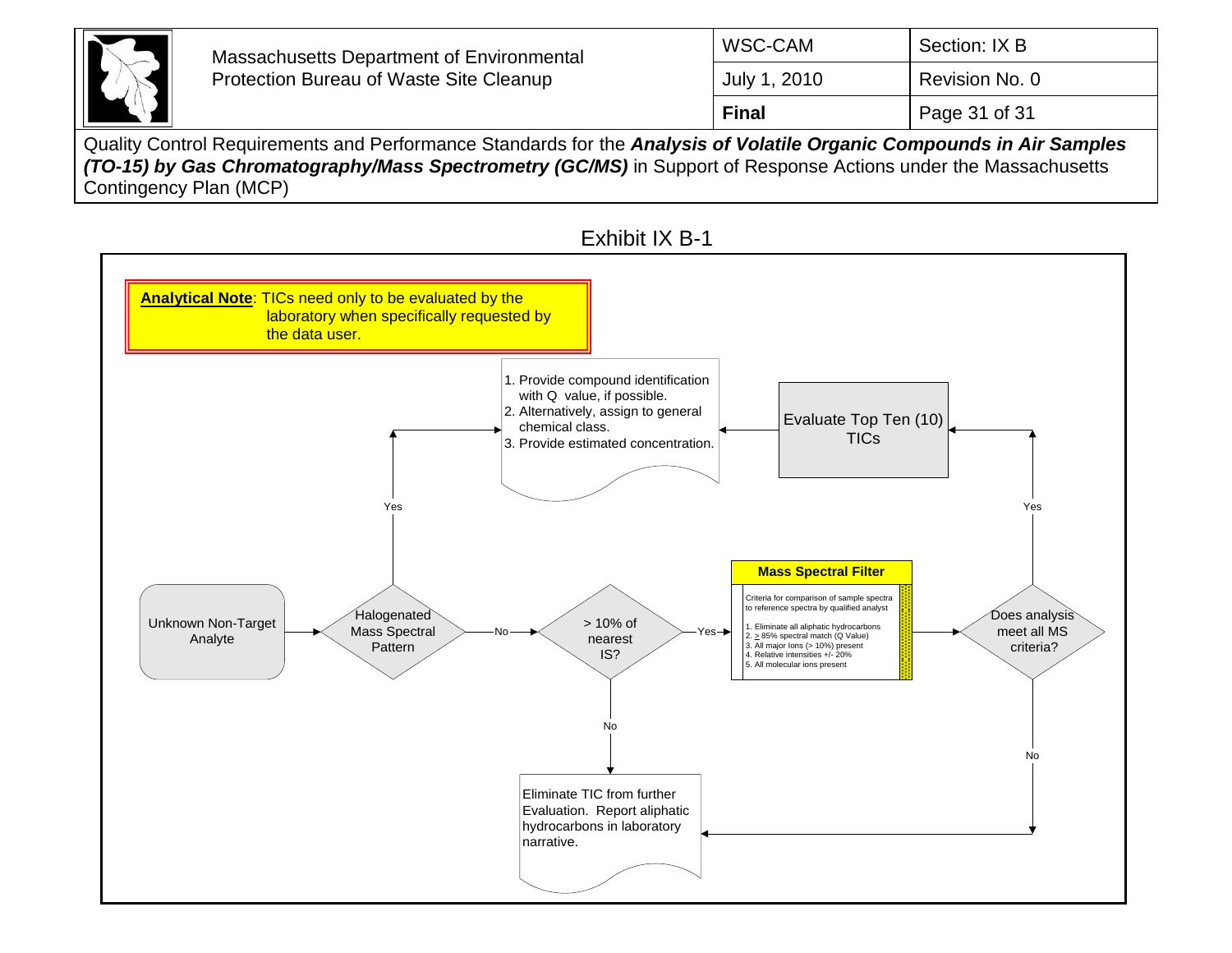Quality Control Requirements and Performance Standards for the ***Analysis of Volatile Organic Compounds in Air Samples (TO-15) by Gas Chromatography/Mass Spectrometry (GC/MS)*** in Support of Response Actions under the Massachusetts Contingency Plan (MCP)

## Exhibit IX B-1

**Analytical Note**: TICs need only to be evaluated by the laboratory when specifically requested by the data user.

Unknown Non-Target Analyte

Halogenated Mass Spectral Pattern

Yes

No

> 10% of nearest IS?

Yes

No

**Mass Spectral Filter**

Criteria for comparison of sample spectra to reference spectra by qualified analyst

1. Eliminate all aliphatic hydrocarbons
2. ≥ 85% spectral match (Q Value)
3. All major Ions (> 10%) present
4. Relative intensities +/- 20%
5. All molecular ions present

Does analysis meet all MS criteria?

Yes

No

Evaluate Top Ten (10) TICs

1. Provide compound identification with Q value, if possible.
2. Alternatively, assign to general chemical class.
3. Provide estimated concentration.

Eliminate TIC from further Evaluation. Report aliphatic hydrocarbons in laboratory narrative.